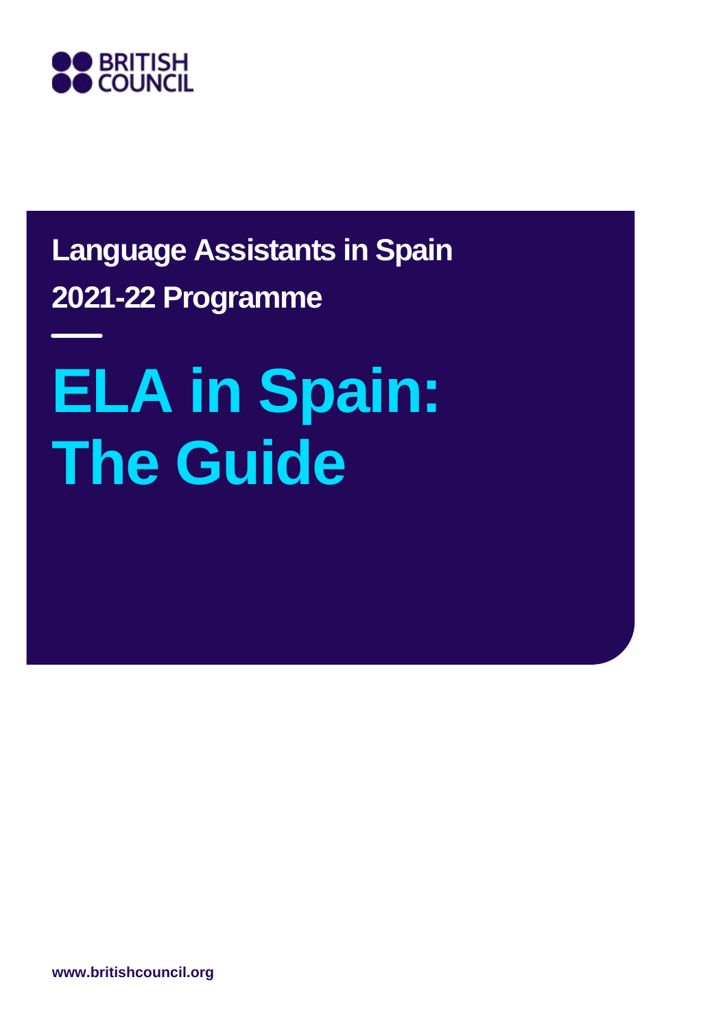BRITISH COUNCIL

**Language Assistants in Spain**

**2021-22 Programme**

# ELA in Spain: The Guide

**www.britishcouncil.org**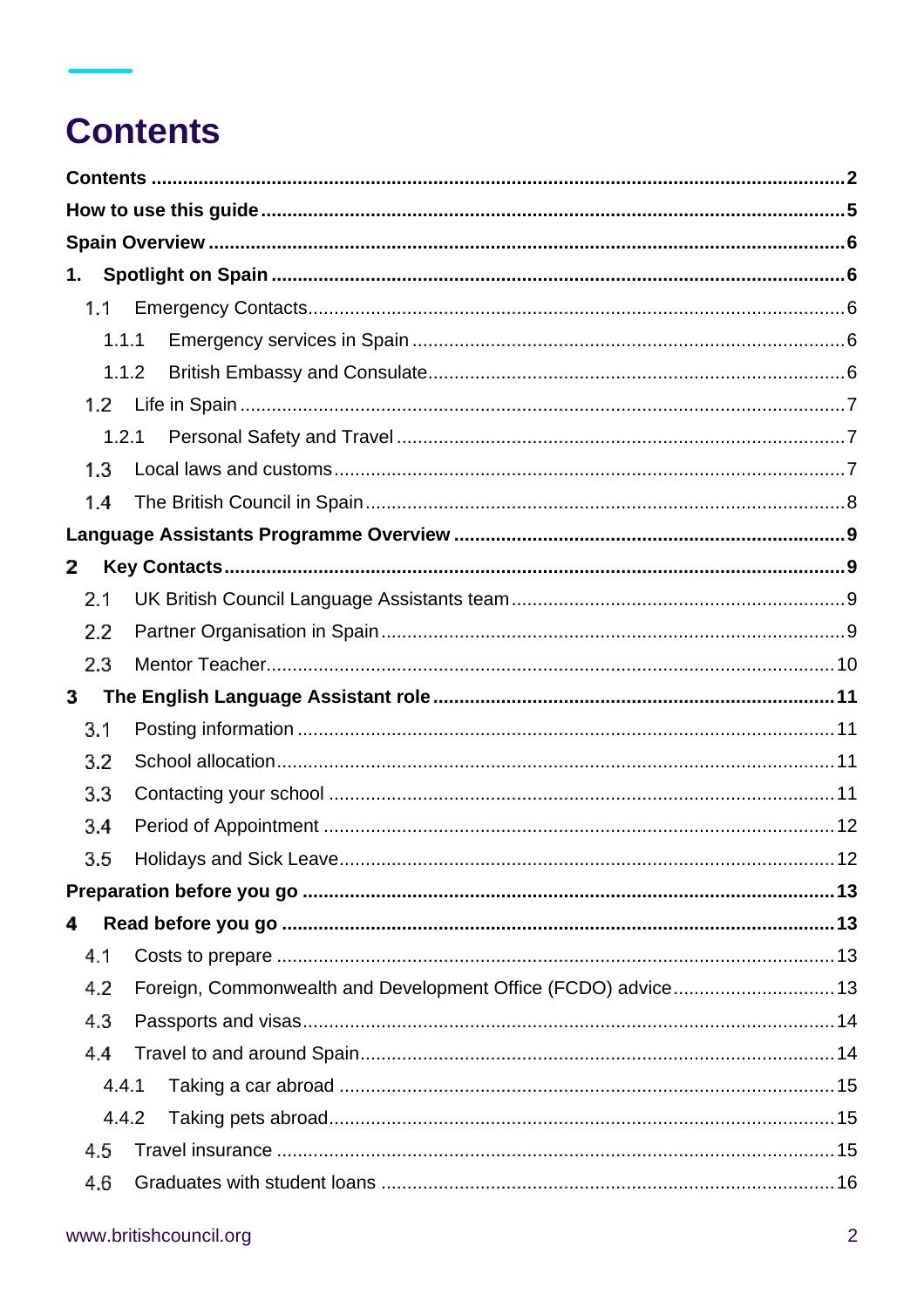# Contents

**Contents** 2

**How to use this guide** 5

**Spain Overview** 6

**1. Spotlight on Spain** 6

- 1.1 Emergency Contacts 6
  - 1.1.1 Emergency services in Spain 6
  - 1.1.2 British Embassy and Consulate 6
- 1.2 Life in Spain 7
  - 1.2.1 Personal Safety and Travel 7
- 1.3 Local laws and customs 7
- 1.4 The British Council in Spain 8

**Language Assistants Programme Overview** 9

**2 Key Contacts** 9

- 2.1 UK British Council Language Assistants team 9
- 2.2 Partner Organisation in Spain 9
- 2.3 Mentor Teacher 10

**3 The English Language Assistant role** 11

- 3.1 Posting information 11
- 3.2 School allocation 11
- 3.3 Contacting your school 11
- 3.4 Period of Appointment 12
- 3.5 Holidays and Sick Leave 12

**Preparation before you go** 13

**4 Read before you go** 13

- 4.1 Costs to prepare 13
- 4.2 Foreign, Commonwealth and Development Office (FCDO) advice 13
- 4.3 Passports and visas 14
- 4.4 Travel to and around Spain 14
  - 4.4.1 Taking a car abroad 15
  - 4.4.2 Taking pets abroad 15
- 4.5 Travel insurance 15
- 4.6 Graduates with student loans 16

www.britishcouncil.org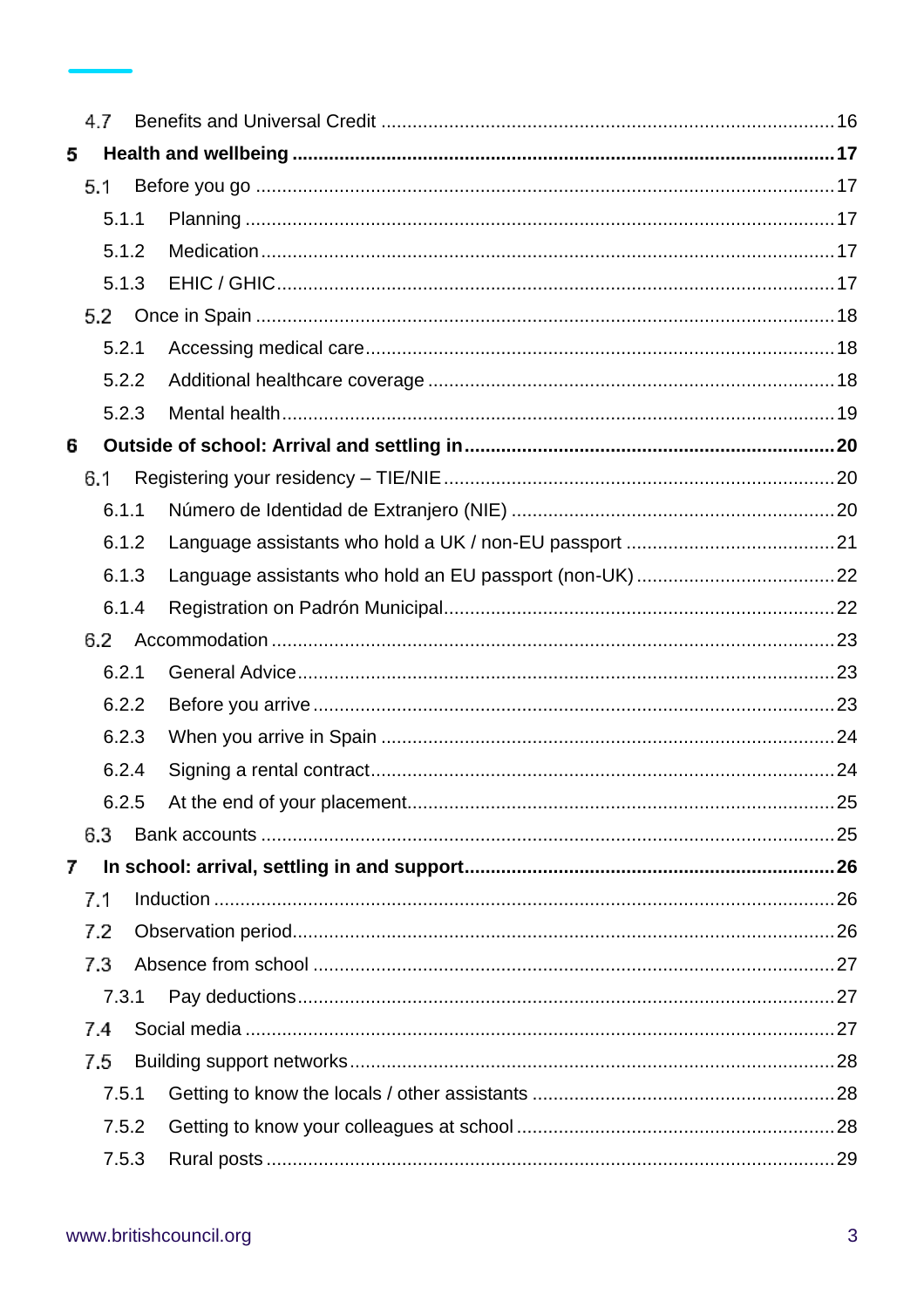- 4.7 Benefits and Universal Credit ..... 16

**5 Health and wellbeing ..... 17**

- 5.1 Before you go ..... 17
  - 5.1.1 Planning ..... 17
  - 5.1.2 Medication ..... 17
  - 5.1.3 EHIC / GHIC ..... 17
- 5.2 Once in Spain ..... 18
  - 5.2.1 Accessing medical care ..... 18
  - 5.2.2 Additional healthcare coverage ..... 18
  - 5.2.3 Mental health ..... 19

**6 Outside of school: Arrival and settling in ..... 20**

- 6.1 Registering your residency – TIE/NIE ..... 20
  - 6.1.1 Número de Identidad de Extranjero (NIE) ..... 20
  - 6.1.2 Language assistants who hold a UK / non-EU passport ..... 21
  - 6.1.3 Language assistants who hold an EU passport (non-UK) ..... 22
  - 6.1.4 Registration on Padrón Municipal ..... 22
- 6.2 Accommodation ..... 23
  - 6.2.1 General Advice ..... 23
  - 6.2.2 Before you arrive ..... 23
  - 6.2.3 When you arrive in Spain ..... 24
  - 6.2.4 Signing a rental contract ..... 24
  - 6.2.5 At the end of your placement ..... 25
- 6.3 Bank accounts ..... 25

**7 In school: arrival, settling in and support ..... 26**

- 7.1 Induction ..... 26
- 7.2 Observation period ..... 26
- 7.3 Absence from school ..... 27
  - 7.3.1 Pay deductions ..... 27
- 7.4 Social media ..... 27
- 7.5 Building support networks ..... 28
  - 7.5.1 Getting to know the locals / other assistants ..... 28
  - 7.5.2 Getting to know your colleagues at school ..... 28
  - 7.5.3 Rural posts ..... 29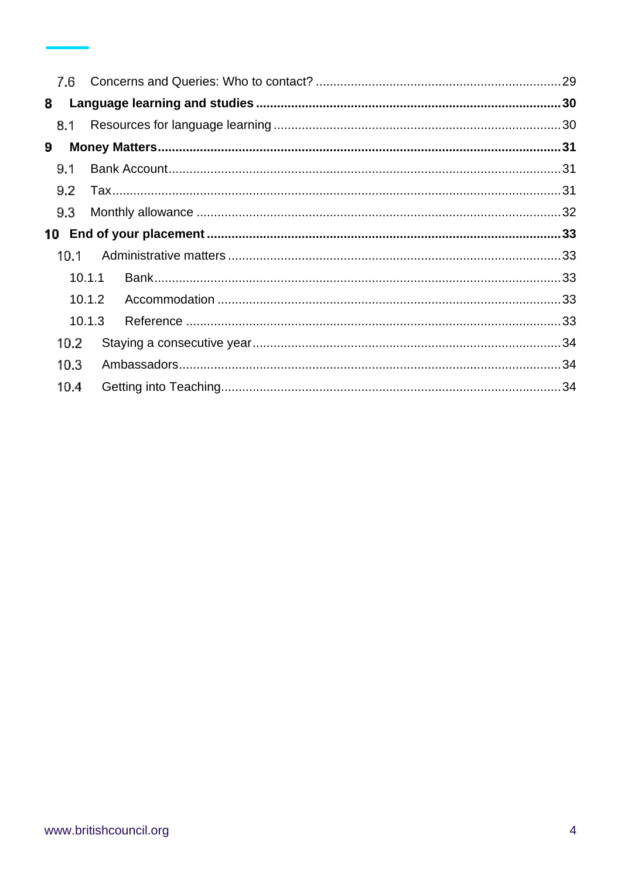7.6 Concerns and Queries: Who to contact? .....29

**8 Language learning and studies .....30**

8.1 Resources for language learning .....30

**9 Money Matters .....31**

9.1 Bank Account .....31

9.2 Tax .....31

9.3 Monthly allowance .....32

**10 End of your placement .....33**

10.1 Administrative matters .....33

10.1.1 Bank .....33

10.1.2 Accommodation .....33

10.1.3 Reference .....33

10.2 Staying a consecutive year .....34

10.3 Ambassadors .....34

10.4 Getting into Teaching .....34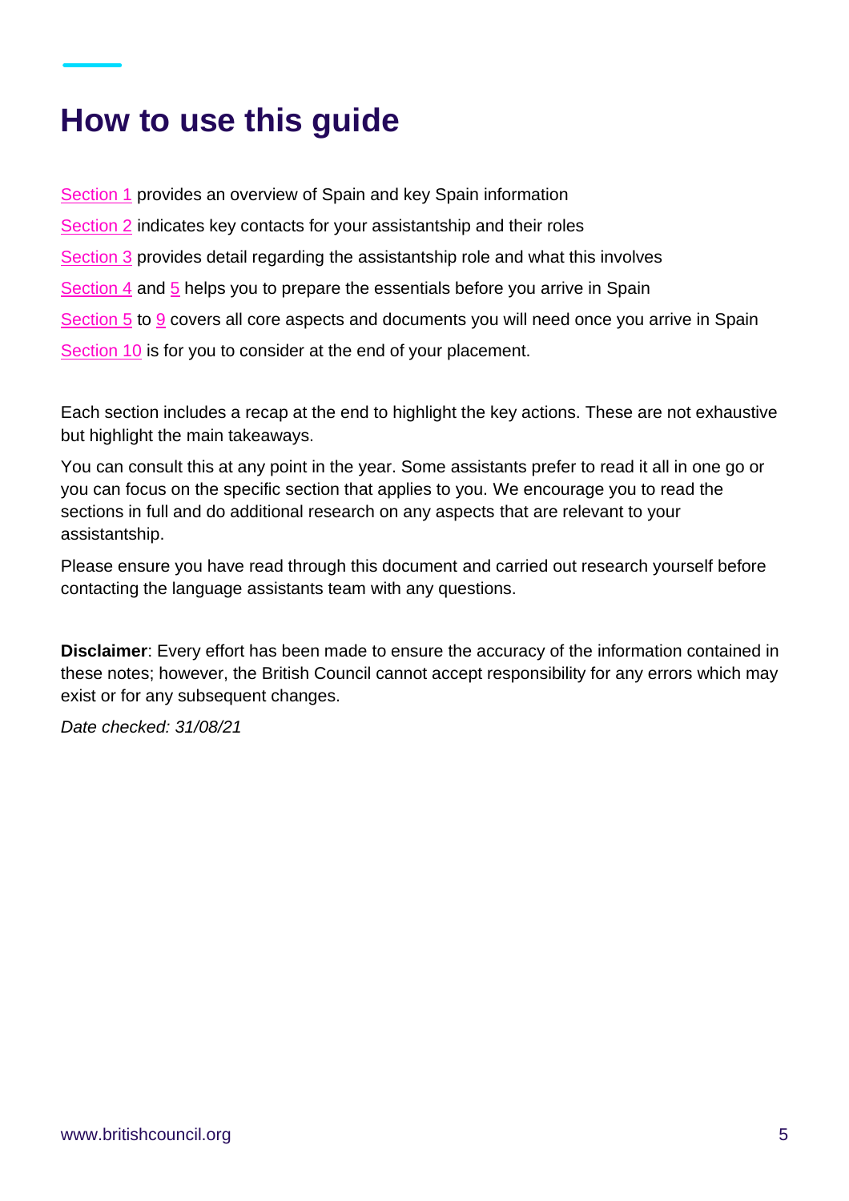# How to use this guide

Section 1 provides an overview of Spain and key Spain information

Section 2 indicates key contacts for your assistantship and their roles

Section 3 provides detail regarding the assistantship role and what this involves

Section 4 and 5 helps you to prepare the essentials before you arrive in Spain

Section 5 to 9 covers all core aspects and documents you will need once you arrive in Spain

Section 10 is for you to consider at the end of your placement.

Each section includes a recap at the end to highlight the key actions. These are not exhaustive but highlight the main takeaways.

You can consult this at any point in the year. Some assistants prefer to read it all in one go or you can focus on the specific section that applies to you. We encourage you to read the sections in full and do additional research on any aspects that are relevant to your assistantship.

Please ensure you have read through this document and carried out research yourself before contacting the language assistants team with any questions.

**Disclaimer**: Every effort has been made to ensure the accuracy of the information contained in these notes; however, the British Council cannot accept responsibility for any errors which may exist or for any subsequent changes.

*Date checked: 31/08/21*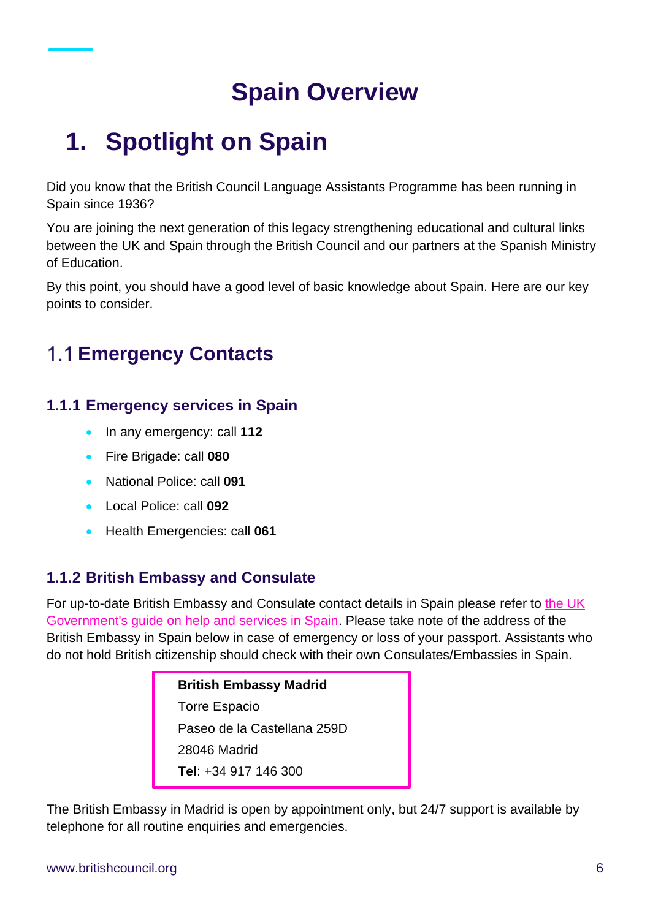# Spain Overview

## 1. Spotlight on Spain

Did you know that the British Council Language Assistants Programme has been running in Spain since 1936?

You are joining the next generation of this legacy strengthening educational and cultural links between the UK and Spain through the British Council and our partners at the Spanish Ministry of Education.

By this point, you should have a good level of basic knowledge about Spain. Here are our key points to consider.

### 1.1 Emergency Contacts

#### 1.1.1 Emergency services in Spain

- In any emergency: call **112**
- Fire Brigade: call **080**
- National Police: call **091**
- Local Police: call **092**
- Health Emergencies: call **061**

#### 1.1.2 British Embassy and Consulate

For up-to-date British Embassy and Consulate contact details in Spain please refer to the UK Government's guide on help and services in Spain. Please take note of the address of the British Embassy in Spain below in case of emergency or loss of your passport. Assistants who do not hold British citizenship should check with their own Consulates/Embassies in Spain.

**British Embassy Madrid**
Torre Espacio
Paseo de la Castellana 259D
28046 Madrid
**Tel**: +34 917 146 300

The British Embassy in Madrid is open by appointment only, but 24/7 support is available by telephone for all routine enquiries and emergencies.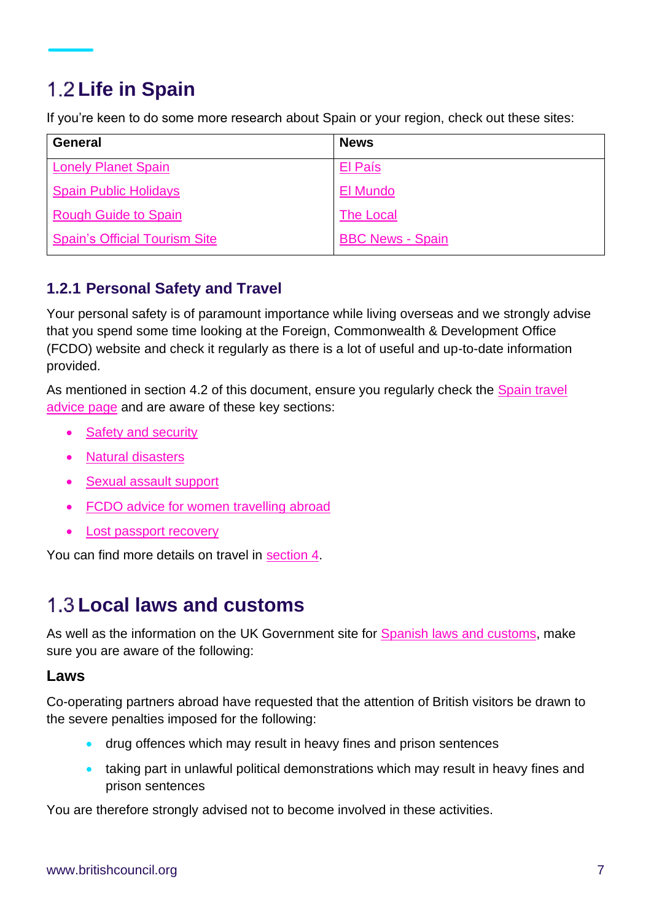## 1.2 Life in Spain

If you're keen to do some more research about Spain or your region, check out these sites:

| General | News |
|---|---|
| Lonely Planet Spain | El País |
| Spain Public Holidays | El Mundo |
| Rough Guide to Spain | The Local |
| Spain's Official Tourism Site | BBC News - Spain |

### 1.2.1 Personal Safety and Travel

Your personal safety is of paramount importance while living overseas and we strongly advise that you spend some time looking at the Foreign, Commonwealth & Development Office (FCDO) website and check it regularly as there is a lot of useful and up-to-date information provided.

As mentioned in section 4.2 of this document, ensure you regularly check the Spain travel advice page and are aware of these key sections:

- Safety and security
- Natural disasters
- Sexual assault support
- FCDO advice for women travelling abroad
- Lost passport recovery

You can find more details on travel in section 4.

## 1.3 Local laws and customs

As well as the information on the UK Government site for Spanish laws and customs, make sure you are aware of the following:

### Laws

Co-operating partners abroad have requested that the attention of British visitors be drawn to the severe penalties imposed for the following:

- drug offences which may result in heavy fines and prison sentences
- taking part in unlawful political demonstrations which may result in heavy fines and prison sentences

You are therefore strongly advised not to become involved in these activities.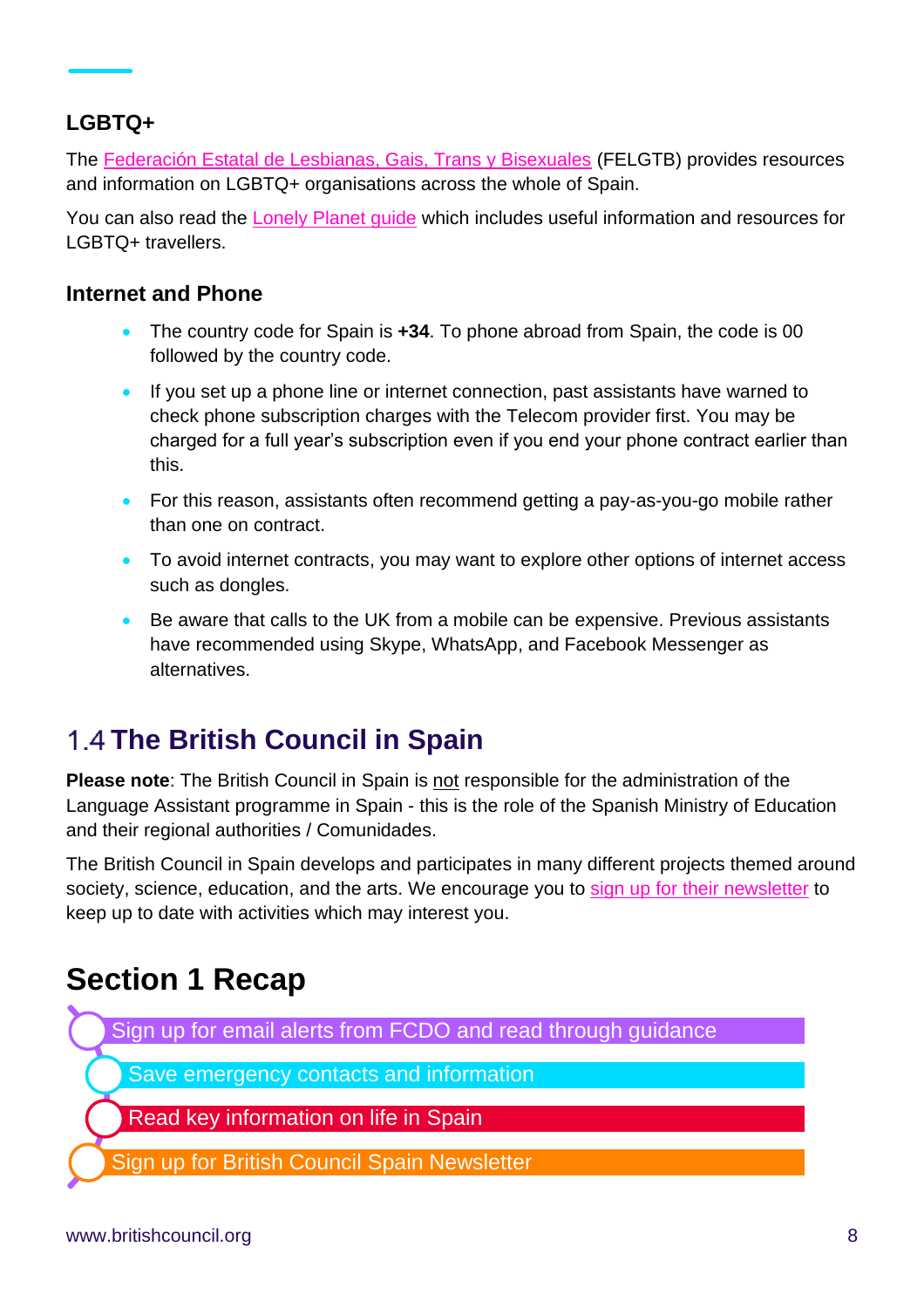### LGBTQ+

The Federación Estatal de Lesbianas, Gais, Trans y Bisexuales (FELGTB) provides resources and information on LGBTQ+ organisations across the whole of Spain.

You can also read the Lonely Planet guide which includes useful information and resources for LGBTQ+ travellers.

### Internet and Phone

- The country code for Spain is **+34**. To phone abroad from Spain, the code is 00 followed by the country code.
- If you set up a phone line or internet connection, past assistants have warned to check phone subscription charges with the Telecom provider first. You may be charged for a full year's subscription even if you end your phone contract earlier than this.
- For this reason, assistants often recommend getting a pay-as-you-go mobile rather than one on contract.
- To avoid internet contracts, you may want to explore other options of internet access such as dongles.
- Be aware that calls to the UK from a mobile can be expensive. Previous assistants have recommended using Skype, WhatsApp, and Facebook Messenger as alternatives.

## 1.4 The British Council in Spain

**Please note**: The British Council in Spain is not responsible for the administration of the Language Assistant programme in Spain - this is the role of the Spanish Ministry of Education and their regional authorities / Comunidades.

The British Council in Spain develops and participates in many different projects themed around society, science, education, and the arts. We encourage you to sign up for their newsletter to keep up to date with activities which may interest you.

# Section 1 Recap

- Sign up for email alerts from FCDO and read through guidance
- Save emergency contacts and information
- Read key information on life in Spain
- Sign up for British Council Spain Newsletter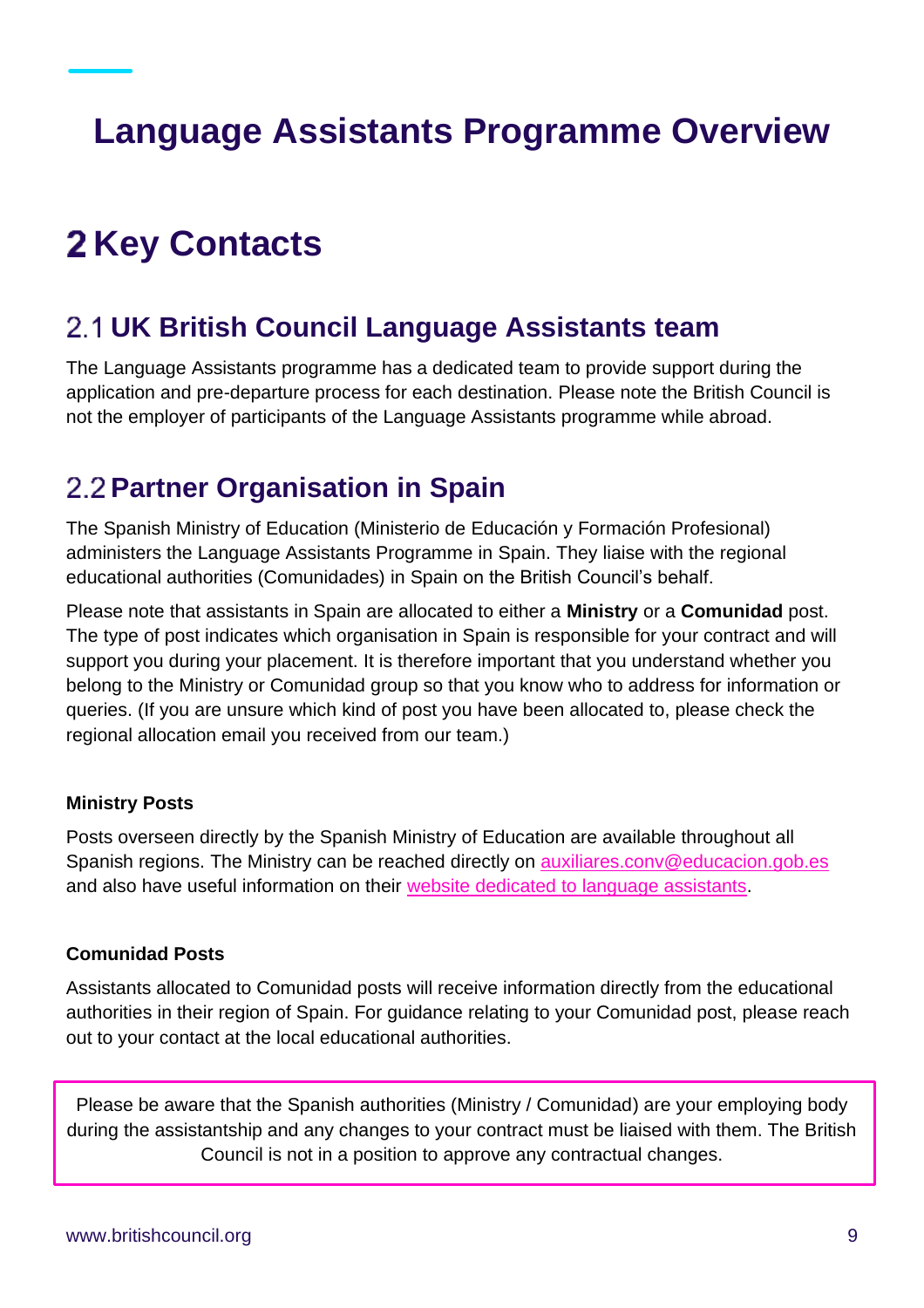# Language Assistants Programme Overview

## 2 Key Contacts

### 2.1 UK British Council Language Assistants team

The Language Assistants programme has a dedicated team to provide support during the application and pre-departure process for each destination. Please note the British Council is not the employer of participants of the Language Assistants programme while abroad.

### 2.2 Partner Organisation in Spain

The Spanish Ministry of Education (Ministerio de Educación y Formación Profesional) administers the Language Assistants Programme in Spain. They liaise with the regional educational authorities (Comunidades) in Spain on the British Council's behalf.

Please note that assistants in Spain are allocated to either a **Ministry** or a **Comunidad** post. The type of post indicates which organisation in Spain is responsible for your contract and will support you during your placement. It is therefore important that you understand whether you belong to the Ministry or Comunidad group so that you know who to address for information or queries. (If you are unsure which kind of post you have been allocated to, please check the regional allocation email you received from our team.)

**Ministry Posts**

Posts overseen directly by the Spanish Ministry of Education are available throughout all Spanish regions. The Ministry can be reached directly on auxiliares.conv@educacion.gob.es and also have useful information on their website dedicated to language assistants.

**Comunidad Posts**

Assistants allocated to Comunidad posts will receive information directly from the educational authorities in their region of Spain. For guidance relating to your Comunidad post, please reach out to your contact at the local educational authorities.

Please be aware that the Spanish authorities (Ministry / Comunidad) are your employing body during the assistantship and any changes to your contract must be liaised with them. The British Council is not in a position to approve any contractual changes.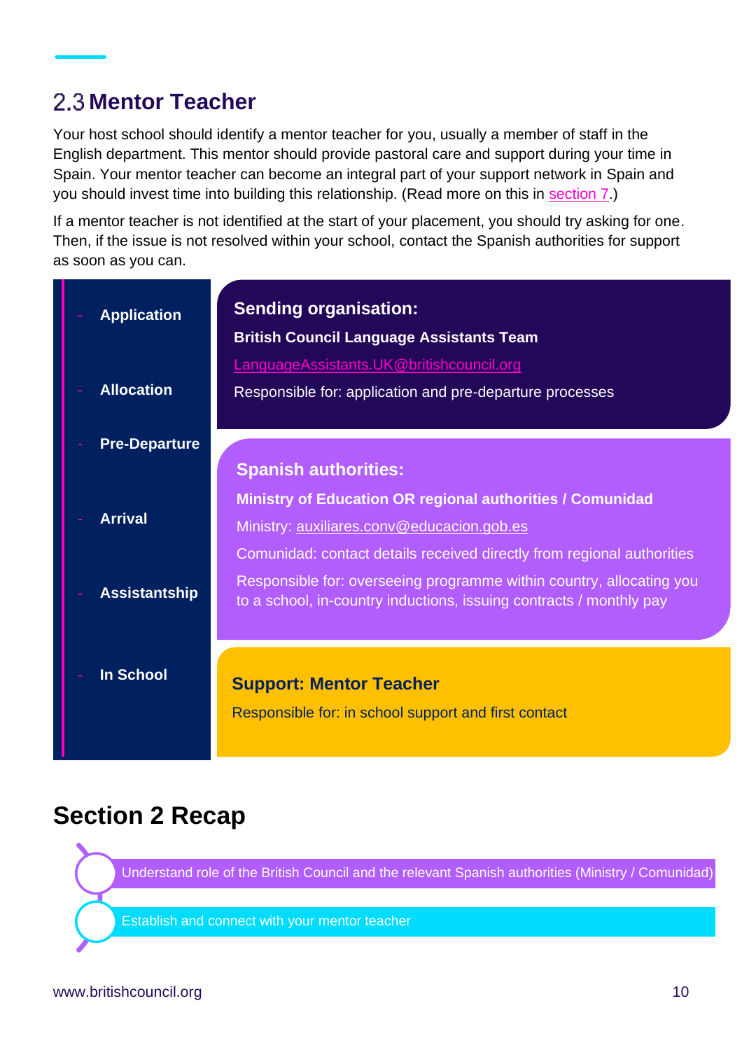## 2.3 Mentor Teacher

Your host school should identify a mentor teacher for you, usually a member of staff in the English department. This mentor should provide pastoral care and support during your time in Spain. Your mentor teacher can become an integral part of your support network in Spain and you should invest time into building this relationship. (Read more on this in section 7.)

If a mentor teacher is not identified at the start of your placement, you should try asking for one. Then, if the issue is not resolved within your school, contact the Spanish authorities for support as soon as you can.

- **Application**
- **Allocation**
- **Pre-Departure**
- **Arrival**
- **Assistantship**
- **In School**

**Sending organisation:**

**British Council Language Assistants Team**

LanguageAssistants.UK@britishcouncil.org

Responsible for: application and pre-departure processes

**Spanish authorities:**

**Ministry of Education OR regional authorities / Comunidad**

Ministry: auxiliares.conv@educacion.gob.es

Comunidad: contact details received directly from regional authorities

Responsible for: overseeing programme within country, allocating you to a school, in-country inductions, issuing contracts / monthly pay

**Support: Mentor Teacher**

Responsible for: in school support and first contact

## Section 2 Recap

- Understand role of the British Council and the relevant Spanish authorities (Ministry / Comunidad)
- Establish and connect with your mentor teacher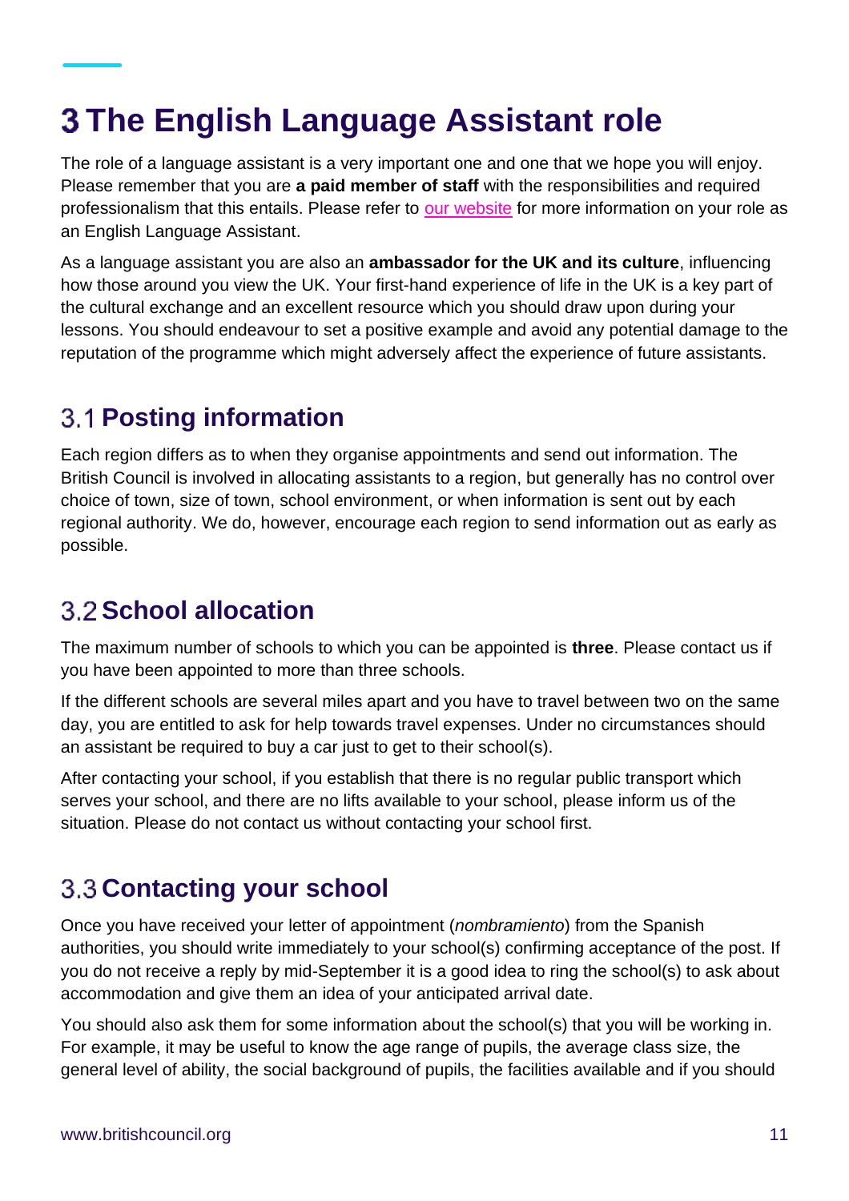# 3 The English Language Assistant role

The role of a language assistant is a very important one and one that we hope you will enjoy. Please remember that you are **a paid member of staff** with the responsibilities and required professionalism that this entails. Please refer to our website for more information on your role as an English Language Assistant.

As a language assistant you are also an **ambassador for the UK and its culture**, influencing how those around you view the UK. Your first-hand experience of life in the UK is a key part of the cultural exchange and an excellent resource which you should draw upon during your lessons. You should endeavour to set a positive example and avoid any potential damage to the reputation of the programme which might adversely affect the experience of future assistants.

## 3.1 Posting information

Each region differs as to when they organise appointments and send out information. The British Council is involved in allocating assistants to a region, but generally has no control over choice of town, size of town, school environment, or when information is sent out by each regional authority. We do, however, encourage each region to send information out as early as possible.

## 3.2 School allocation

The maximum number of schools to which you can be appointed is **three**. Please contact us if you have been appointed to more than three schools.

If the different schools are several miles apart and you have to travel between two on the same day, you are entitled to ask for help towards travel expenses. Under no circumstances should an assistant be required to buy a car just to get to their school(s).

After contacting your school, if you establish that there is no regular public transport which serves your school, and there are no lifts available to your school, please inform us of the situation. Please do not contact us without contacting your school first.

## 3.3 Contacting your school

Once you have received your letter of appointment (*nombramiento*) from the Spanish authorities, you should write immediately to your school(s) confirming acceptance of the post. If you do not receive a reply by mid-September it is a good idea to ring the school(s) to ask about accommodation and give them an idea of your anticipated arrival date.

You should also ask them for some information about the school(s) that you will be working in. For example, it may be useful to know the age range of pupils, the average class size, the general level of ability, the social background of pupils, the facilities available and if you should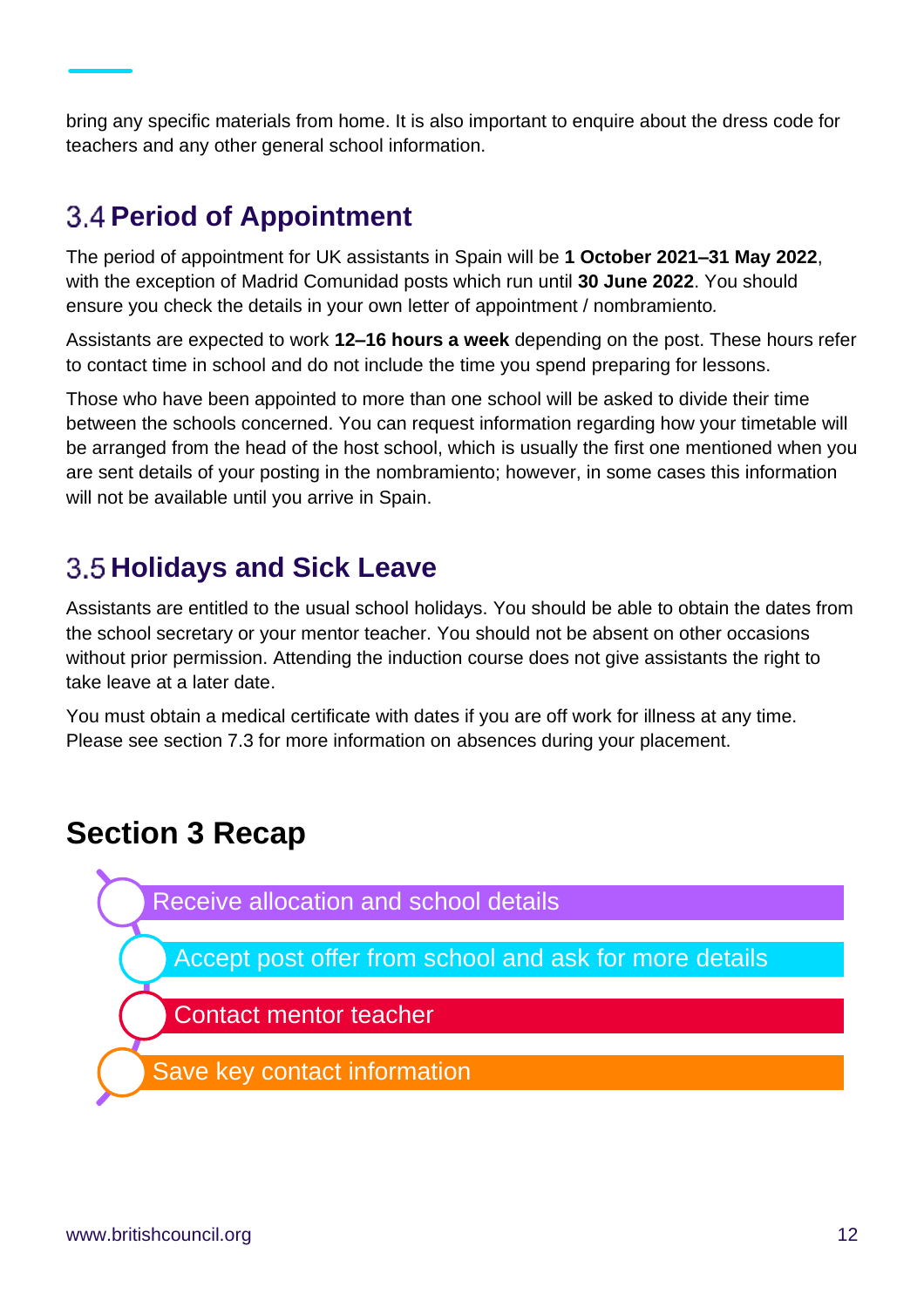bring any specific materials from home. It is also important to enquire about the dress code for teachers and any other general school information.

## 3.4 Period of Appointment

The period of appointment for UK assistants in Spain will be **1 October 2021–31 May 2022**, with the exception of Madrid Comunidad posts which run until **30 June 2022**. You should ensure you check the details in your own letter of appointment / nombramiento*.*

Assistants are expected to work **12–16 hours a week** depending on the post. These hours refer to contact time in school and do not include the time you spend preparing for lessons.

Those who have been appointed to more than one school will be asked to divide their time between the schools concerned. You can request information regarding how your timetable will be arranged from the head of the host school, which is usually the first one mentioned when you are sent details of your posting in the nombramiento; however, in some cases this information will not be available until you arrive in Spain.

## 3.5 Holidays and Sick Leave

Assistants are entitled to the usual school holidays. You should be able to obtain the dates from the school secretary or your mentor teacher. You should not be absent on other occasions without prior permission. Attending the induction course does not give assistants the right to take leave at a later date.

You must obtain a medical certificate with dates if you are off work for illness at any time. Please see section 7.3 for more information on absences during your placement.

# Section 3 Recap

- Receive allocation and school details
- Accept post offer from school and ask for more details
- Contact mentor teacher
- Save key contact information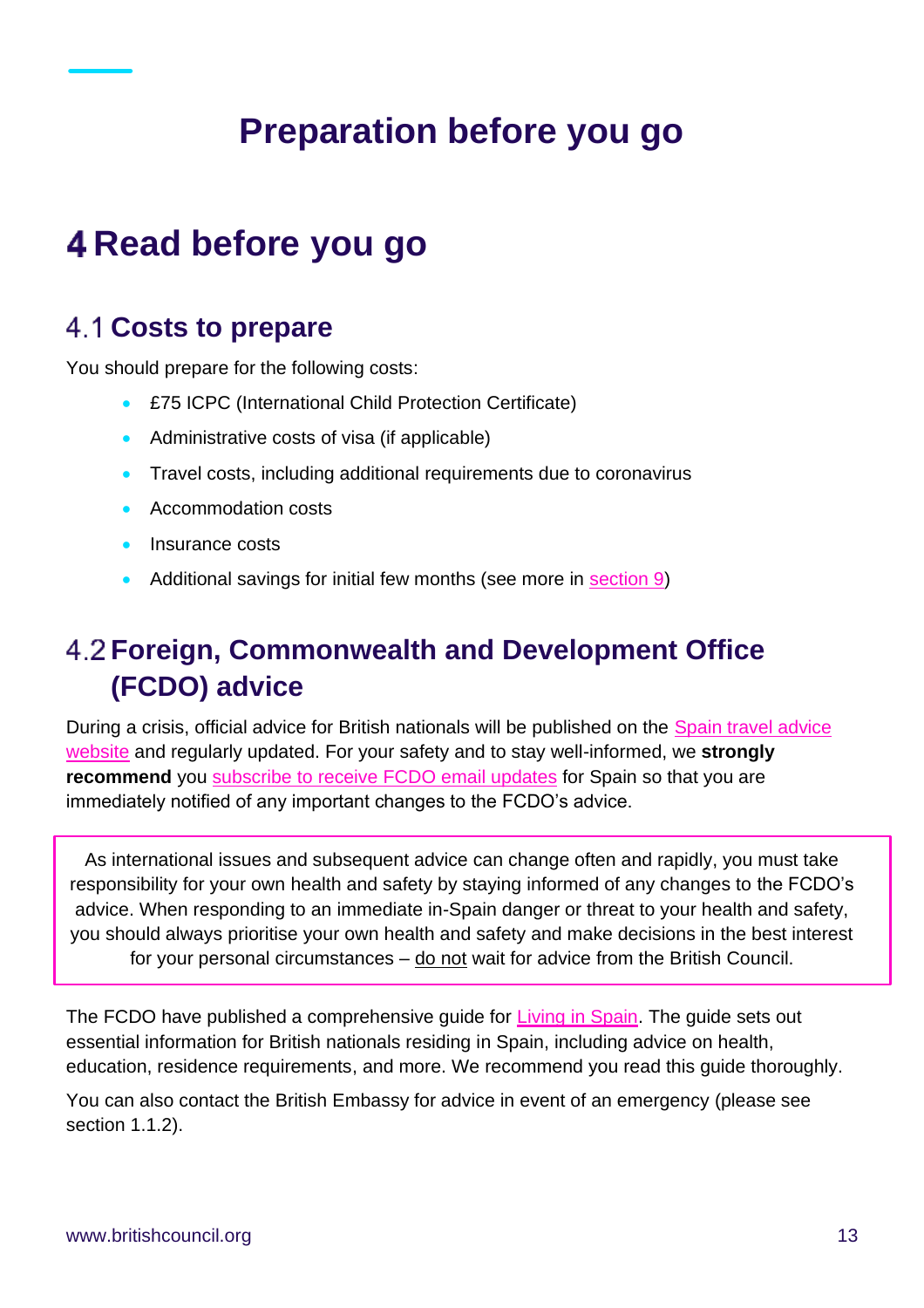# Preparation before you go

## 4 Read before you go

### 4.1 Costs to prepare

You should prepare for the following costs:

- £75 ICPC (International Child Protection Certificate)
- Administrative costs of visa (if applicable)
- Travel costs, including additional requirements due to coronavirus
- Accommodation costs
- Insurance costs
- Additional savings for initial few months (see more in section 9)

### 4.2 Foreign, Commonwealth and Development Office (FCDO) advice

During a crisis, official advice for British nationals will be published on the Spain travel advice website and regularly updated. For your safety and to stay well-informed, we **strongly recommend** you subscribe to receive FCDO email updates for Spain so that you are immediately notified of any important changes to the FCDO's advice.

> As international issues and subsequent advice can change often and rapidly, you must take responsibility for your own health and safety by staying informed of any changes to the FCDO's advice. When responding to an immediate in-Spain danger or threat to your health and safety, you should always prioritise your own health and safety and make decisions in the best interest for your personal circumstances – do not wait for advice from the British Council.

The FCDO have published a comprehensive guide for Living in Spain. The guide sets out essential information for British nationals residing in Spain, including advice on health, education, residence requirements, and more. We recommend you read this guide thoroughly.

You can also contact the British Embassy for advice in event of an emergency (please see section 1.1.2).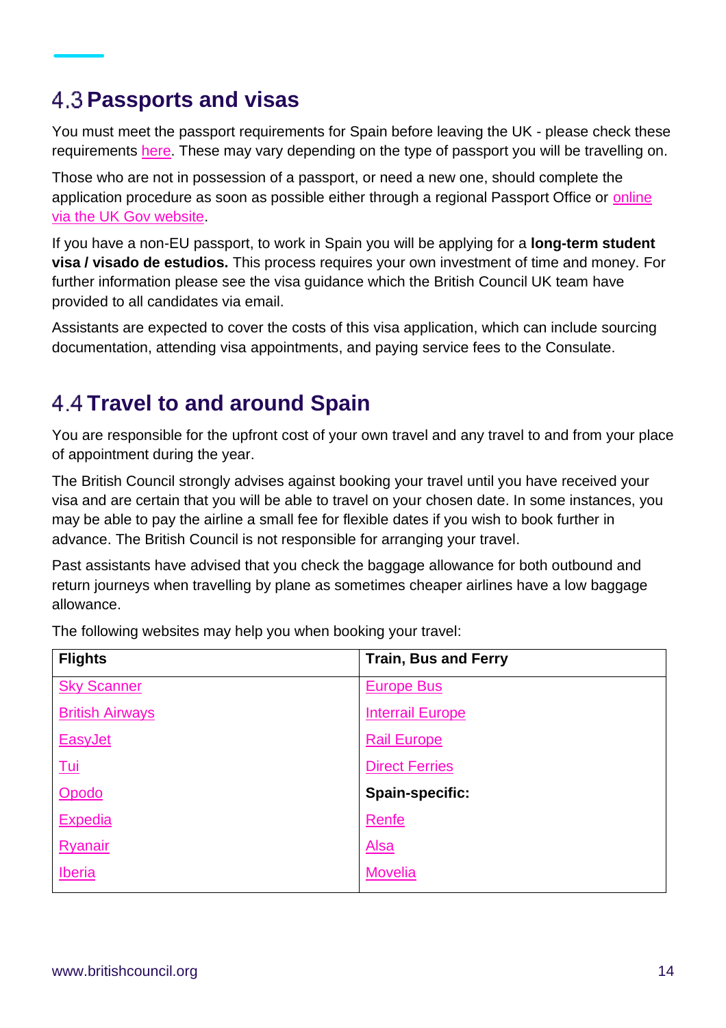## 4.3 Passports and visas

You must meet the passport requirements for Spain before leaving the UK - please check these requirements here. These may vary depending on the type of passport you will be travelling on.

Those who are not in possession of a passport, or need a new one, should complete the application procedure as soon as possible either through a regional Passport Office or online via the UK Gov website.

If you have a non-EU passport, to work in Spain you will be applying for a **long-term student visa / visado de estudios.** This process requires your own investment of time and money. For further information please see the visa guidance which the British Council UK team have provided to all candidates via email.

Assistants are expected to cover the costs of this visa application, which can include sourcing documentation, attending visa appointments, and paying service fees to the Consulate.

## 4.4 Travel to and around Spain

You are responsible for the upfront cost of your own travel and any travel to and from your place of appointment during the year.

The British Council strongly advises against booking your travel until you have received your visa and are certain that you will be able to travel on your chosen date. In some instances, you may be able to pay the airline a small fee for flexible dates if you wish to book further in advance. The British Council is not responsible for arranging your travel.

Past assistants have advised that you check the baggage allowance for both outbound and return journeys when travelling by plane as sometimes cheaper airlines have a low baggage allowance.

The following websites may help you when booking your travel:

| Flights | Train, Bus and Ferry |
|---|---|
| Sky Scanner | Europe Bus |
| British Airways | Interrail Europe |
| EasyJet | Rail Europe |
| Tui | Direct Ferries |
| Opodo | **Spain-specific:** |
| Expedia | Renfe |
| Ryanair | Alsa |
| Iberia | Movelia |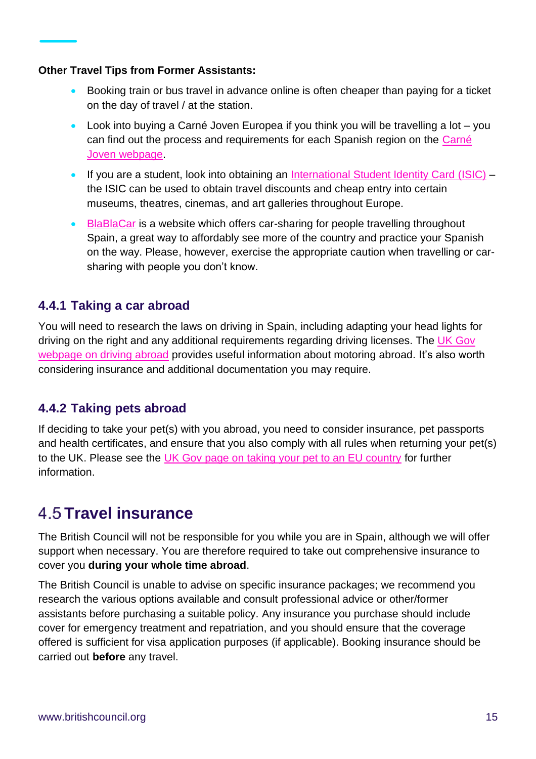**Other Travel Tips from Former Assistants:**

- Booking train or bus travel in advance online is often cheaper than paying for a ticket on the day of travel / at the station.
- Look into buying a Carné Joven Europea if you think you will be travelling a lot – you can find out the process and requirements for each Spanish region on the Carné Joven webpage.
- If you are a student, look into obtaining an International Student Identity Card (ISIC) – the ISIC can be used to obtain travel discounts and cheap entry into certain museums, theatres, cinemas, and art galleries throughout Europe.
- BlaBlaCar is a website which offers car-sharing for people travelling throughout Spain, a great way to affordably see more of the country and practice your Spanish on the way. Please, however, exercise the appropriate caution when travelling or car-sharing with people you don't know.

### 4.4.1 Taking a car abroad

You will need to research the laws on driving in Spain, including adapting your head lights for driving on the right and any additional requirements regarding driving licenses. The UK Gov webpage on driving abroad provides useful information about motoring abroad. It's also worth considering insurance and additional documentation you may require.

### 4.4.2 Taking pets abroad

If deciding to take your pet(s) with you abroad, you need to consider insurance, pet passports and health certificates, and ensure that you also comply with all rules when returning your pet(s) to the UK. Please see the UK Gov page on taking your pet to an EU country for further information.

## 4.5 Travel insurance

The British Council will not be responsible for you while you are in Spain, although we will offer support when necessary. You are therefore required to take out comprehensive insurance to cover you **during your whole time abroad**.

The British Council is unable to advise on specific insurance packages; we recommend you research the various options available and consult professional advice or other/former assistants before purchasing a suitable policy. Any insurance you purchase should include cover for emergency treatment and repatriation, and you should ensure that the coverage offered is sufficient for visa application purposes (if applicable). Booking insurance should be carried out **before** any travel.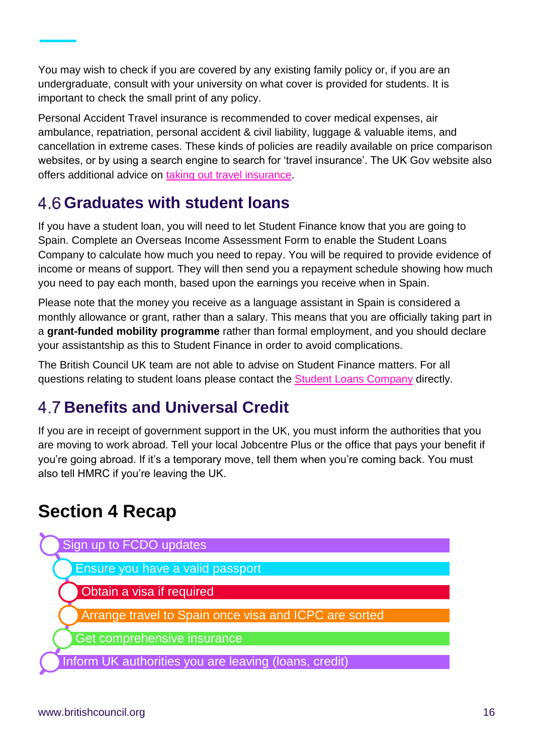You may wish to check if you are covered by any existing family policy or, if you are an undergraduate, consult with your university on what cover is provided for students. It is important to check the small print of any policy.

Personal Accident Travel insurance is recommended to cover medical expenses, air ambulance, repatriation, personal accident & civil liability, luggage & valuable items, and cancellation in extreme cases. These kinds of policies are readily available on price comparison websites, or by using a search engine to search for 'travel insurance'. The UK Gov website also offers additional advice on taking out travel insurance.

## 4.6 Graduates with student loans

If you have a student loan, you will need to let Student Finance know that you are going to Spain. Complete an Overseas Income Assessment Form to enable the Student Loans Company to calculate how much you need to repay. You will be required to provide evidence of income or means of support. They will then send you a repayment schedule showing how much you need to pay each month, based upon the earnings you receive when in Spain.

Please note that the money you receive as a language assistant in Spain is considered a monthly allowance or grant, rather than a salary. This means that you are officially taking part in a **grant-funded mobility programme** rather than formal employment, and you should declare your assistantship as this to Student Finance in order to avoid complications.

The British Council UK team are not able to advise on Student Finance matters. For all questions relating to student loans please contact the Student Loans Company directly.

## 4.7 Benefits and Universal Credit

If you are in receipt of government support in the UK, you must inform the authorities that you are moving to work abroad. Tell your local Jobcentre Plus or the office that pays your benefit if you're going abroad. If it's a temporary move, tell them when you're coming back. You must also tell HMRC if you're leaving the UK.

# Section 4 Recap

- Sign up to FCDO updates
- Ensure you have a valid passport
- Obtain a visa if required
- Arrange travel to Spain once visa and ICPC are sorted
- Get comprehensive insurance
- Inform UK authorities you are leaving (loans, credit)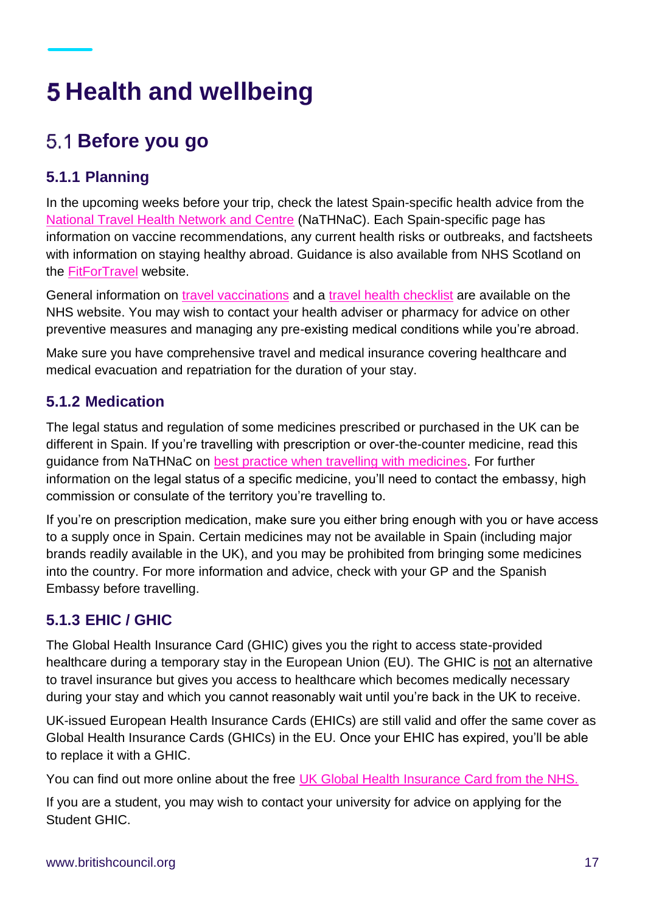# 5 Health and wellbeing

## 5.1 Before you go

### 5.1.1 Planning

In the upcoming weeks before your trip, check the latest Spain-specific health advice from the National Travel Health Network and Centre (NaTHNaC). Each Spain-specific page has information on vaccine recommendations, any current health risks or outbreaks, and factsheets with information on staying healthy abroad. Guidance is also available from NHS Scotland on the FitForTravel website.

General information on travel vaccinations and a travel health checklist are available on the NHS website. You may wish to contact your health adviser or pharmacy for advice on other preventive measures and managing any pre-existing medical conditions while you're abroad.

Make sure you have comprehensive travel and medical insurance covering healthcare and medical evacuation and repatriation for the duration of your stay.

### 5.1.2 Medication

The legal status and regulation of some medicines prescribed or purchased in the UK can be different in Spain. If you're travelling with prescription or over-the-counter medicine, read this guidance from NaTHNaC on best practice when travelling with medicines. For further information on the legal status of a specific medicine, you'll need to contact the embassy, high commission or consulate of the territory you're travelling to.

If you're on prescription medication, make sure you either bring enough with you or have access to a supply once in Spain. Certain medicines may not be available in Spain (including major brands readily available in the UK), and you may be prohibited from bringing some medicines into the country. For more information and advice, check with your GP and the Spanish Embassy before travelling.

### 5.1.3 EHIC / GHIC

The Global Health Insurance Card (GHIC) gives you the right to access state-provided healthcare during a temporary stay in the European Union (EU). The GHIC is not an alternative to travel insurance but gives you access to healthcare which becomes medically necessary during your stay and which you cannot reasonably wait until you're back in the UK to receive.

UK-issued European Health Insurance Cards (EHICs) are still valid and offer the same cover as Global Health Insurance Cards (GHICs) in the EU. Once your EHIC has expired, you'll be able to replace it with a GHIC.

You can find out more online about the free UK Global Health Insurance Card from the NHS.

If you are a student, you may wish to contact your university for advice on applying for the Student GHIC.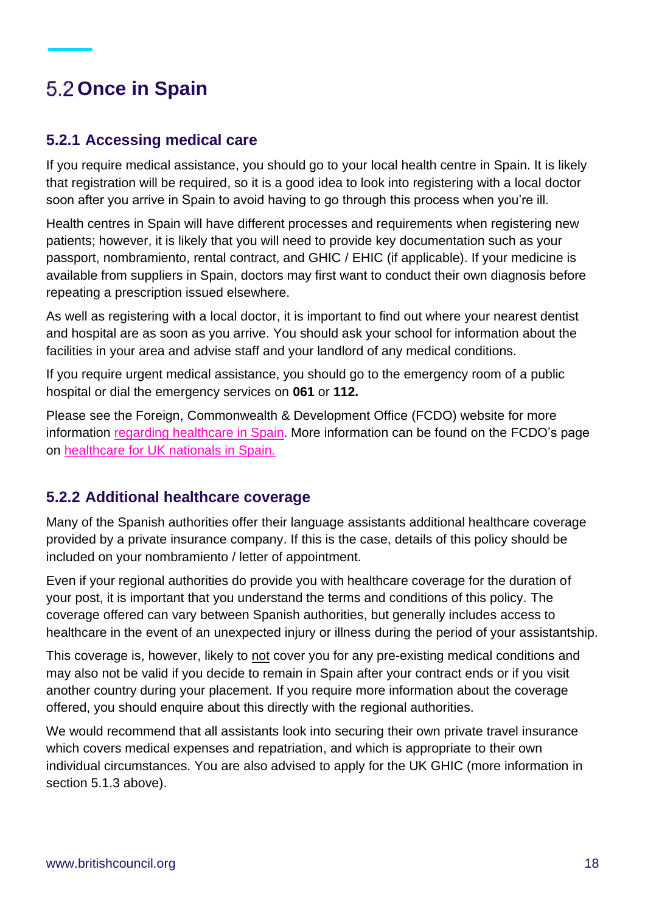## 5.2 Once in Spain

### 5.2.1 Accessing medical care

If you require medical assistance, you should go to your local health centre in Spain. It is likely that registration will be required, so it is a good idea to look into registering with a local doctor soon after you arrive in Spain to avoid having to go through this process when you're ill.

Health centres in Spain will have different processes and requirements when registering new patients; however, it is likely that you will need to provide key documentation such as your passport, nombramiento, rental contract, and GHIC / EHIC (if applicable). If your medicine is available from suppliers in Spain, doctors may first want to conduct their own diagnosis before repeating a prescription issued elsewhere.

As well as registering with a local doctor, it is important to find out where your nearest dentist and hospital are as soon as you arrive. You should ask your school for information about the facilities in your area and advise staff and your landlord of any medical conditions.

If you require urgent medical assistance, you should go to the emergency room of a public hospital or dial the emergency services on **061** or **112.**

Please see the Foreign, Commonwealth & Development Office (FCDO) website for more information regarding healthcare in Spain. More information can be found on the FCDO's page on healthcare for UK nationals in Spain.

### 5.2.2 Additional healthcare coverage

Many of the Spanish authorities offer their language assistants additional healthcare coverage provided by a private insurance company. If this is the case, details of this policy should be included on your nombramiento / letter of appointment.

Even if your regional authorities do provide you with healthcare coverage for the duration of your post, it is important that you understand the terms and conditions of this policy. The coverage offered can vary between Spanish authorities, but generally includes access to healthcare in the event of an unexpected injury or illness during the period of your assistantship.

This coverage is, however, likely to not cover you for any pre-existing medical conditions and may also not be valid if you decide to remain in Spain after your contract ends or if you visit another country during your placement. If you require more information about the coverage offered, you should enquire about this directly with the regional authorities.

We would recommend that all assistants look into securing their own private travel insurance which covers medical expenses and repatriation, and which is appropriate to their own individual circumstances. You are also advised to apply for the UK GHIC (more information in section 5.1.3 above).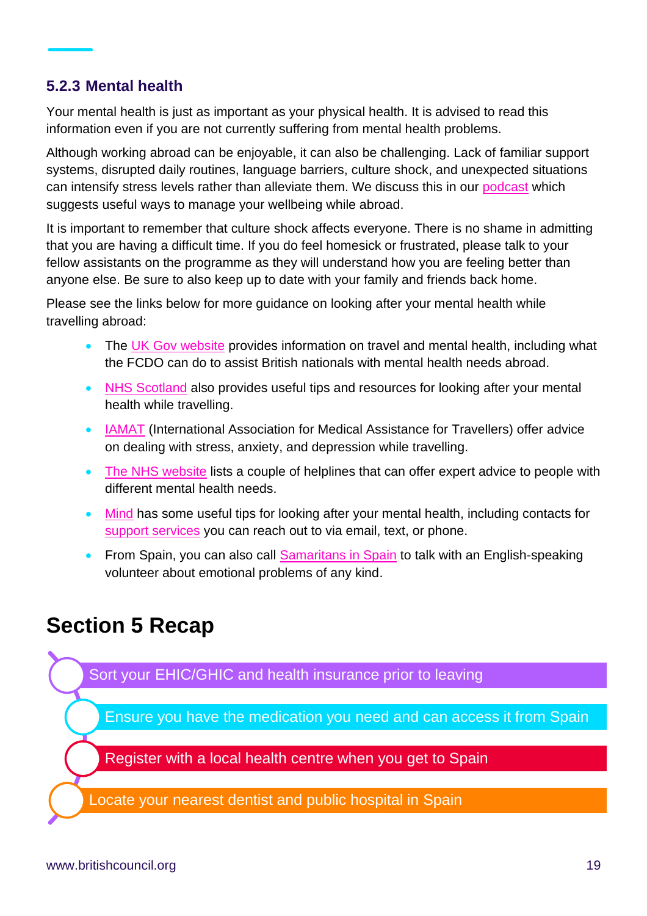### 5.2.3 Mental health

Your mental health is just as important as your physical health. It is advised to read this information even if you are not currently suffering from mental health problems.

Although working abroad can be enjoyable, it can also be challenging. Lack of familiar support systems, disrupted daily routines, language barriers, culture shock, and unexpected situations can intensify stress levels rather than alleviate them. We discuss this in our podcast which suggests useful ways to manage your wellbeing while abroad.

It is important to remember that culture shock affects everyone. There is no shame in admitting that you are having a difficult time. If you do feel homesick or frustrated, please talk to your fellow assistants on the programme as they will understand how you are feeling better than anyone else. Be sure to also keep up to date with your family and friends back home.

Please see the links below for more guidance on looking after your mental health while travelling abroad:

- The UK Gov website provides information on travel and mental health, including what the FCDO can do to assist British nationals with mental health needs abroad.
- NHS Scotland also provides useful tips and resources for looking after your mental health while travelling.
- IAMAT (International Association for Medical Assistance for Travellers) offer advice on dealing with stress, anxiety, and depression while travelling.
- The NHS website lists a couple of helplines that can offer expert advice to people with different mental health needs.
- Mind has some useful tips for looking after your mental health, including contacts for support services you can reach out to via email, text, or phone.
- From Spain, you can also call Samaritans in Spain to talk with an English-speaking volunteer about emotional problems of any kind.

# Section 5 Recap

- Sort your EHIC/GHIC and health insurance prior to leaving
- Ensure you have the medication you need and can access it from Spain
- Register with a local health centre when you get to Spain
- Locate your nearest dentist and public hospital in Spain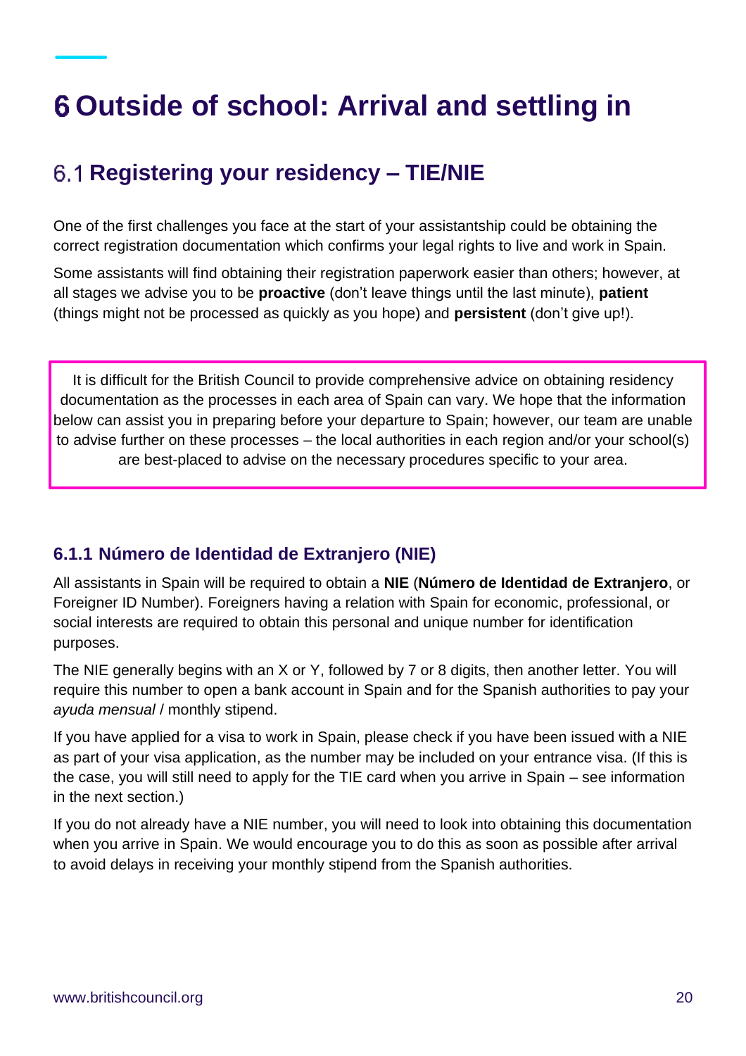# 6 Outside of school: Arrival and settling in

## 6.1 Registering your residency – TIE/NIE

One of the first challenges you face at the start of your assistantship could be obtaining the correct registration documentation which confirms your legal rights to live and work in Spain.

Some assistants will find obtaining their registration paperwork easier than others; however, at all stages we advise you to be **proactive** (don't leave things until the last minute), **patient** (things might not be processed as quickly as you hope) and **persistent** (don't give up!).

It is difficult for the British Council to provide comprehensive advice on obtaining residency documentation as the processes in each area of Spain can vary. We hope that the information below can assist you in preparing before your departure to Spain; however, our team are unable to advise further on these processes – the local authorities in each region and/or your school(s) are best-placed to advise on the necessary procedures specific to your area.

### 6.1.1 Número de Identidad de Extranjero (NIE)

All assistants in Spain will be required to obtain a **NIE** (**Número de Identidad de Extranjero**, or Foreigner ID Number). Foreigners having a relation with Spain for economic, professional, or social interests are required to obtain this personal and unique number for identification purposes.

The NIE generally begins with an X or Y, followed by 7 or 8 digits, then another letter. You will require this number to open a bank account in Spain and for the Spanish authorities to pay your *ayuda mensual* / monthly stipend.

If you have applied for a visa to work in Spain, please check if you have been issued with a NIE as part of your visa application, as the number may be included on your entrance visa. (If this is the case, you will still need to apply for the TIE card when you arrive in Spain – see information in the next section.)

If you do not already have a NIE number, you will need to look into obtaining this documentation when you arrive in Spain. We would encourage you to do this as soon as possible after arrival to avoid delays in receiving your monthly stipend from the Spanish authorities.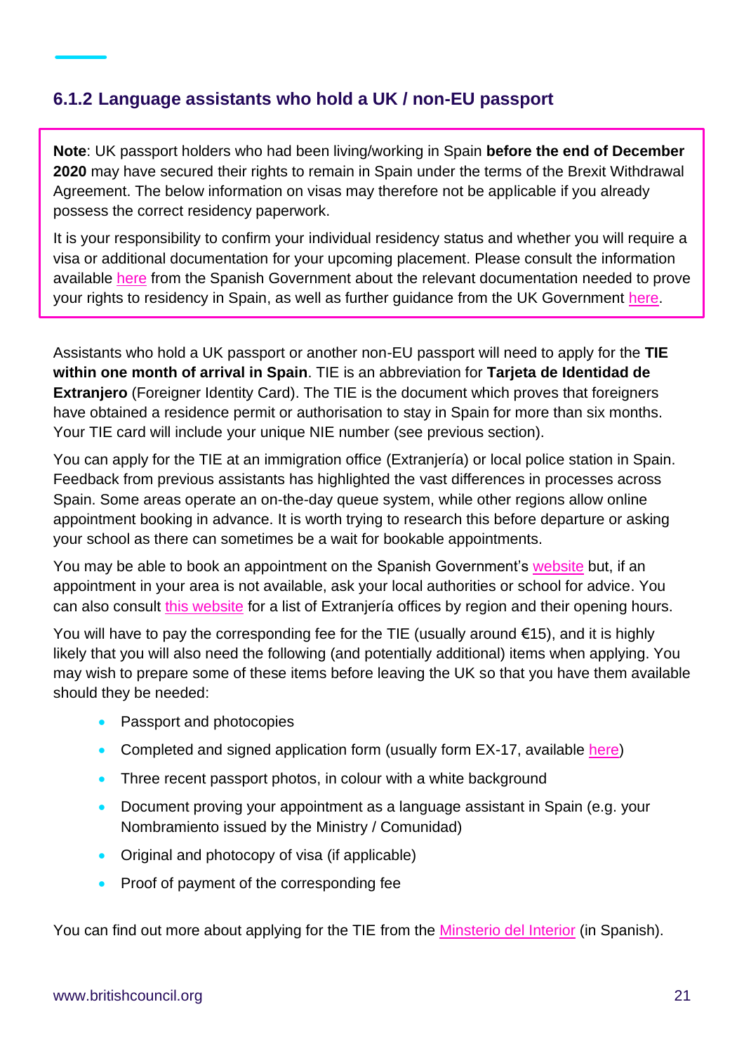### 6.1.2 Language assistants who hold a UK / non-EU passport

> **Note**: UK passport holders who had been living/working in Spain **before the end of December 2020** may have secured their rights to remain in Spain under the terms of the Brexit Withdrawal Agreement. The below information on visas may therefore not be applicable if you already possess the correct residency paperwork.
>
> It is your responsibility to confirm your individual residency status and whether you will require a visa or additional documentation for your upcoming placement. Please consult the information available here from the Spanish Government about the relevant documentation needed to prove your rights to residency in Spain, as well as further guidance from the UK Government here.

Assistants who hold a UK passport or another non-EU passport will need to apply for the **TIE within one month of arrival in Spain**. TIE is an abbreviation for **Tarjeta de Identidad de Extranjero** (Foreigner Identity Card). The TIE is the document which proves that foreigners have obtained a residence permit or authorisation to stay in Spain for more than six months. Your TIE card will include your unique NIE number (see previous section).

You can apply for the TIE at an immigration office (Extranjería) or local police station in Spain. Feedback from previous assistants has highlighted the vast differences in processes across Spain. Some areas operate an on-the-day queue system, while other regions allow online appointment booking in advance. It is worth trying to research this before departure or asking your school as there can sometimes be a wait for bookable appointments.

You may be able to book an appointment on the Spanish Government's website but, if an appointment in your area is not available, ask your local authorities or school for advice. You can also consult this website for a list of Extranjería offices by region and their opening hours.

You will have to pay the corresponding fee for the TIE (usually around €15), and it is highly likely that you will also need the following (and potentially additional) items when applying. You may wish to prepare some of these items before leaving the UK so that you have them available should they be needed:

- Passport and photocopies
- Completed and signed application form (usually form EX-17, available here)
- Three recent passport photos, in colour with a white background
- Document proving your appointment as a language assistant in Spain (e.g. your Nombramiento issued by the Ministry / Comunidad)
- Original and photocopy of visa (if applicable)
- Proof of payment of the corresponding fee

You can find out more about applying for the TIE from the Minsterio del Interior (in Spanish).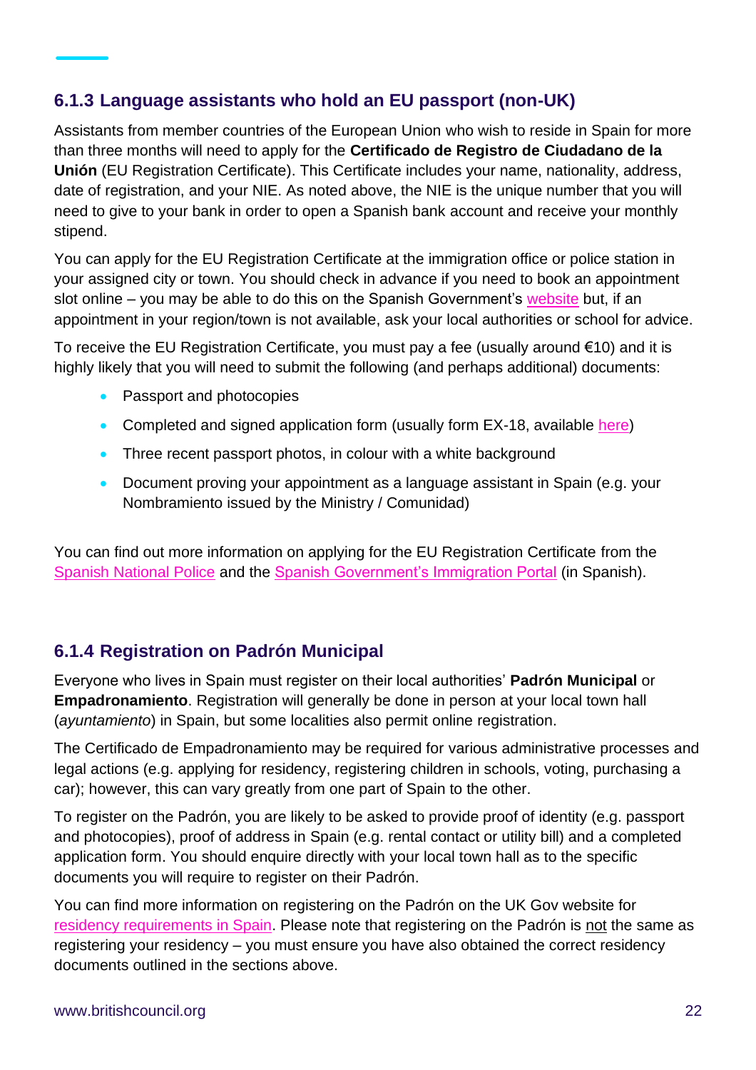### 6.1.3 Language assistants who hold an EU passport (non-UK)

Assistants from member countries of the European Union who wish to reside in Spain for more than three months will need to apply for the **Certificado de Registro de Ciudadano de la Unión** (EU Registration Certificate). This Certificate includes your name, nationality, address, date of registration, and your NIE. As noted above, the NIE is the unique number that you will need to give to your bank in order to open a Spanish bank account and receive your monthly stipend.

You can apply for the EU Registration Certificate at the immigration office or police station in your assigned city or town. You should check in advance if you need to book an appointment slot online – you may be able to do this on the Spanish Government's website but, if an appointment in your region/town is not available, ask your local authorities or school for advice.

To receive the EU Registration Certificate, you must pay a fee (usually around €10) and it is highly likely that you will need to submit the following (and perhaps additional) documents:

- Passport and photocopies
- Completed and signed application form (usually form EX-18, available here)
- Three recent passport photos, in colour with a white background
- Document proving your appointment as a language assistant in Spain (e.g. your Nombramiento issued by the Ministry / Comunidad)

You can find out more information on applying for the EU Registration Certificate from the Spanish National Police and the Spanish Government's Immigration Portal (in Spanish).

### 6.1.4 Registration on Padrón Municipal

Everyone who lives in Spain must register on their local authorities' **Padrón Municipal** or **Empadronamiento**. Registration will generally be done in person at your local town hall (*ayuntamiento*) in Spain, but some localities also permit online registration.

The Certificado de Empadronamiento may be required for various administrative processes and legal actions (e.g. applying for residency, registering children in schools, voting, purchasing a car); however, this can vary greatly from one part of Spain to the other.

To register on the Padrón, you are likely to be asked to provide proof of identity (e.g. passport and photocopies), proof of address in Spain (e.g. rental contact or utility bill) and a completed application form. You should enquire directly with your local town hall as to the specific documents you will require to register on their Padrón.

You can find more information on registering on the Padrón on the UK Gov website for residency requirements in Spain. Please note that registering on the Padrón is not the same as registering your residency – you must ensure you have also obtained the correct residency documents outlined in the sections above.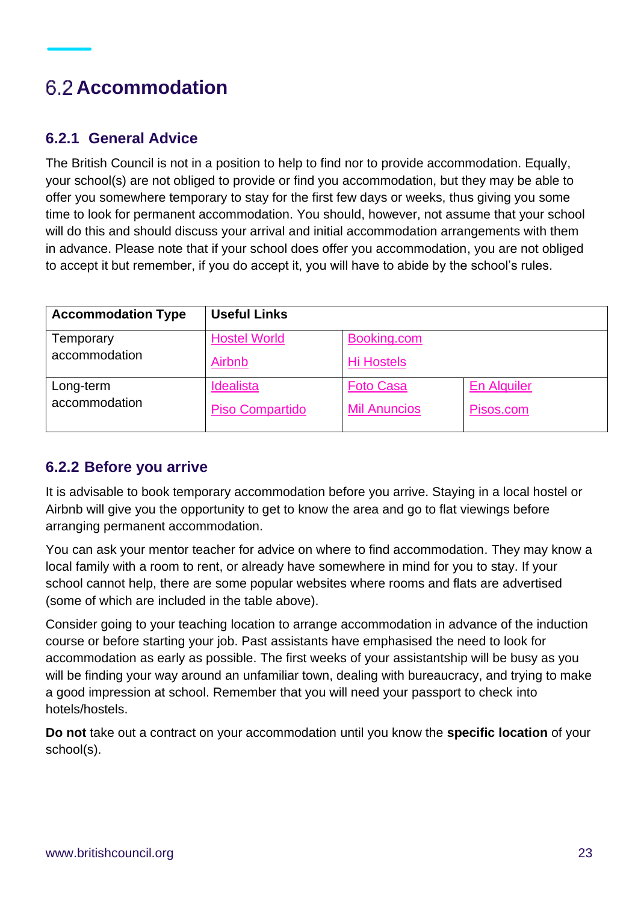## 6.2 Accommodation

### 6.2.1 General Advice

The British Council is not in a position to help to find nor to provide accommodation. Equally, your school(s) are not obliged to provide or find you accommodation, but they may be able to offer you somewhere temporary to stay for the first few days or weeks, thus giving you some time to look for permanent accommodation. You should, however, not assume that your school will do this and should discuss your arrival and initial accommodation arrangements with them in advance. Please note that if your school does offer you accommodation, you are not obliged to accept it but remember, if you do accept it, you will have to abide by the school's rules.

| Accommodation Type | Useful Links | | |
|---|---|---|---|
| Temporary accommodation | Hostel World<br>Airbnb | Booking.com<br>Hi Hostels | |
| Long-term accommodation | Idealista<br>Piso Compartido | Foto Casa<br>Mil Anuncios | En Alquiler<br>Pisos.com |

### 6.2.2 Before you arrive

It is advisable to book temporary accommodation before you arrive. Staying in a local hostel or Airbnb will give you the opportunity to get to know the area and go to flat viewings before arranging permanent accommodation.

You can ask your mentor teacher for advice on where to find accommodation. They may know a local family with a room to rent, or already have somewhere in mind for you to stay. If your school cannot help, there are some popular websites where rooms and flats are advertised (some of which are included in the table above).

Consider going to your teaching location to arrange accommodation in advance of the induction course or before starting your job. Past assistants have emphasised the need to look for accommodation as early as possible. The first weeks of your assistantship will be busy as you will be finding your way around an unfamiliar town, dealing with bureaucracy, and trying to make a good impression at school. Remember that you will need your passport to check into hotels/hostels.

**Do not** take out a contract on your accommodation until you know the **specific location** of your school(s).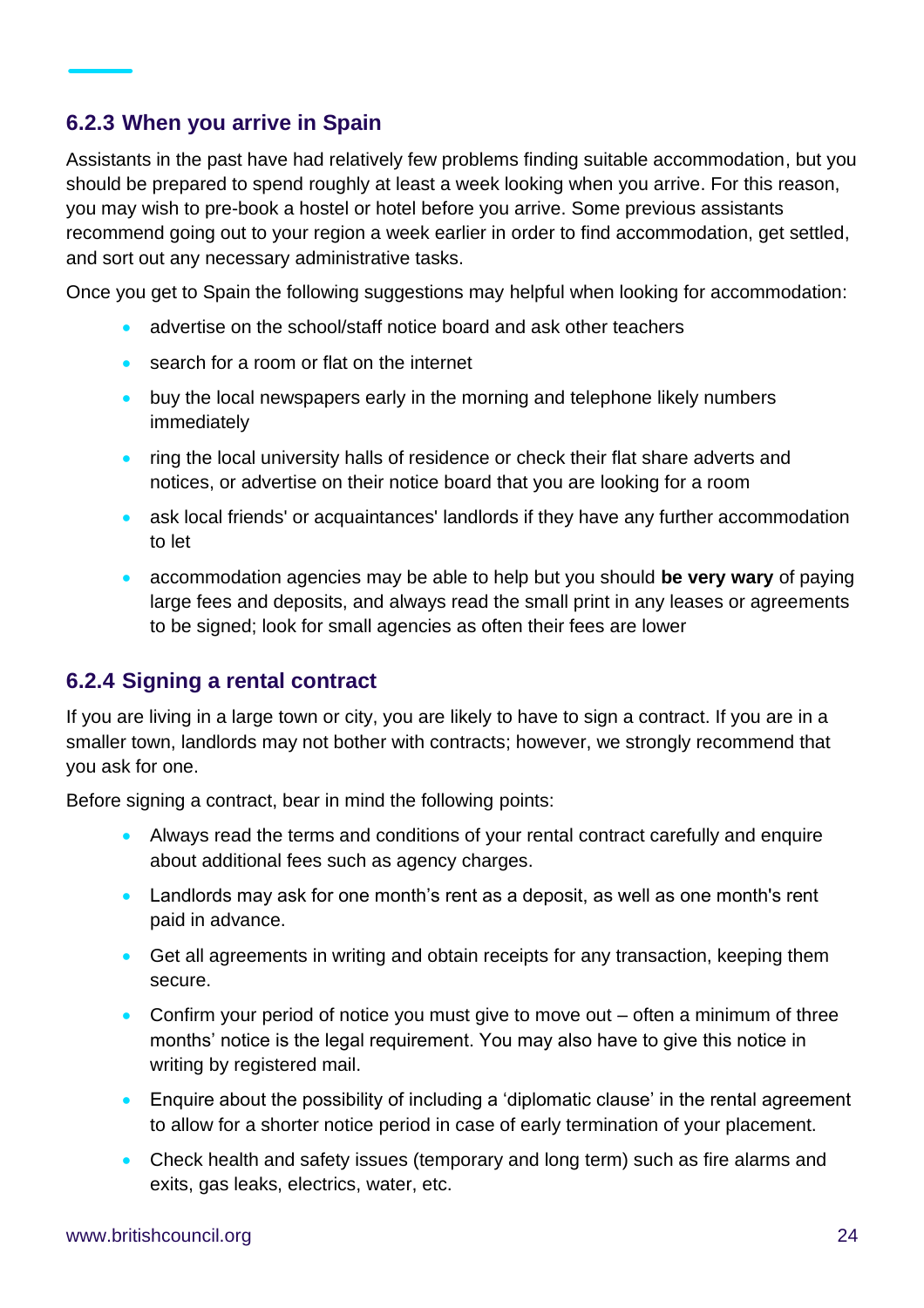### 6.2.3 When you arrive in Spain

Assistants in the past have had relatively few problems finding suitable accommodation, but you should be prepared to spend roughly at least a week looking when you arrive. For this reason, you may wish to pre-book a hostel or hotel before you arrive. Some previous assistants recommend going out to your region a week earlier in order to find accommodation, get settled, and sort out any necessary administrative tasks.

Once you get to Spain the following suggestions may helpful when looking for accommodation:

- advertise on the school/staff notice board and ask other teachers
- search for a room or flat on the internet
- buy the local newspapers early in the morning and telephone likely numbers immediately
- ring the local university halls of residence or check their flat share adverts and notices, or advertise on their notice board that you are looking for a room
- ask local friends' or acquaintances' landlords if they have any further accommodation to let
- accommodation agencies may be able to help but you should **be very wary** of paying large fees and deposits, and always read the small print in any leases or agreements to be signed; look for small agencies as often their fees are lower

### 6.2.4 Signing a rental contract

If you are living in a large town or city, you are likely to have to sign a contract. If you are in a smaller town, landlords may not bother with contracts; however, we strongly recommend that you ask for one.

Before signing a contract, bear in mind the following points:

- Always read the terms and conditions of your rental contract carefully and enquire about additional fees such as agency charges.
- Landlords may ask for one month’s rent as a deposit, as well as one month's rent paid in advance.
- Get all agreements in writing and obtain receipts for any transaction, keeping them secure.
- Confirm your period of notice you must give to move out – often a minimum of three months’ notice is the legal requirement. You may also have to give this notice in writing by registered mail.
- Enquire about the possibility of including a ‘diplomatic clause’ in the rental agreement to allow for a shorter notice period in case of early termination of your placement.
- Check health and safety issues (temporary and long term) such as fire alarms and exits, gas leaks, electrics, water, etc.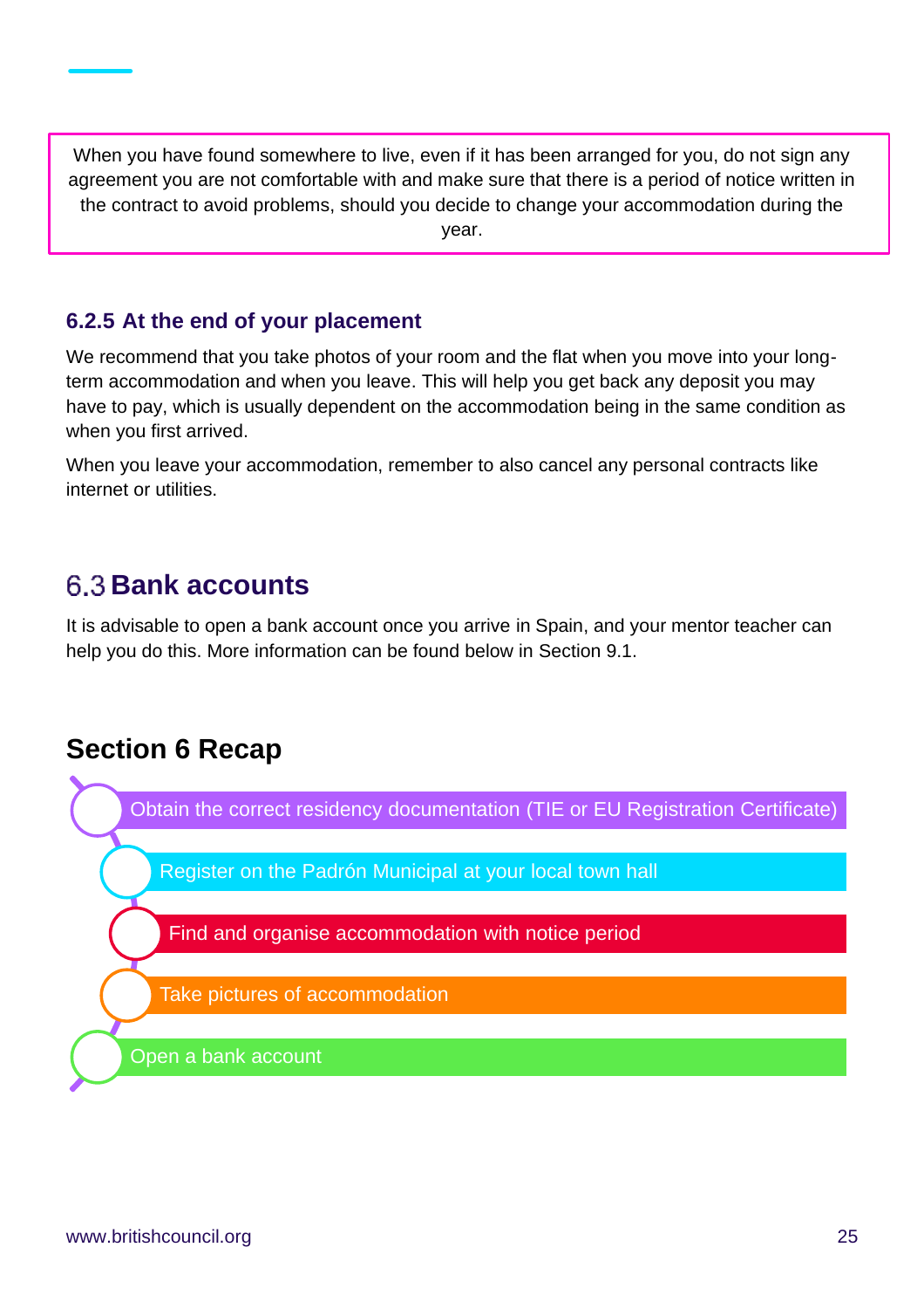When you have found somewhere to live, even if it has been arranged for you, do not sign any agreement you are not comfortable with and make sure that there is a period of notice written in the contract to avoid problems, should you decide to change your accommodation during the year.

### 6.2.5 At the end of your placement

We recommend that you take photos of your room and the flat when you move into your long-term accommodation and when you leave. This will help you get back any deposit you may have to pay, which is usually dependent on the accommodation being in the same condition as when you first arrived.

When you leave your accommodation, remember to also cancel any personal contracts like internet or utilities.

## 6.3 Bank accounts

It is advisable to open a bank account once you arrive in Spain, and your mentor teacher can help you do this. More information can be found below in Section 9.1.

## Section 6 Recap

- Obtain the correct residency documentation (TIE or EU Registration Certificate)
- Register on the Padrón Municipal at your local town hall
- Find and organise accommodation with notice period
- Take pictures of accommodation
- Open a bank account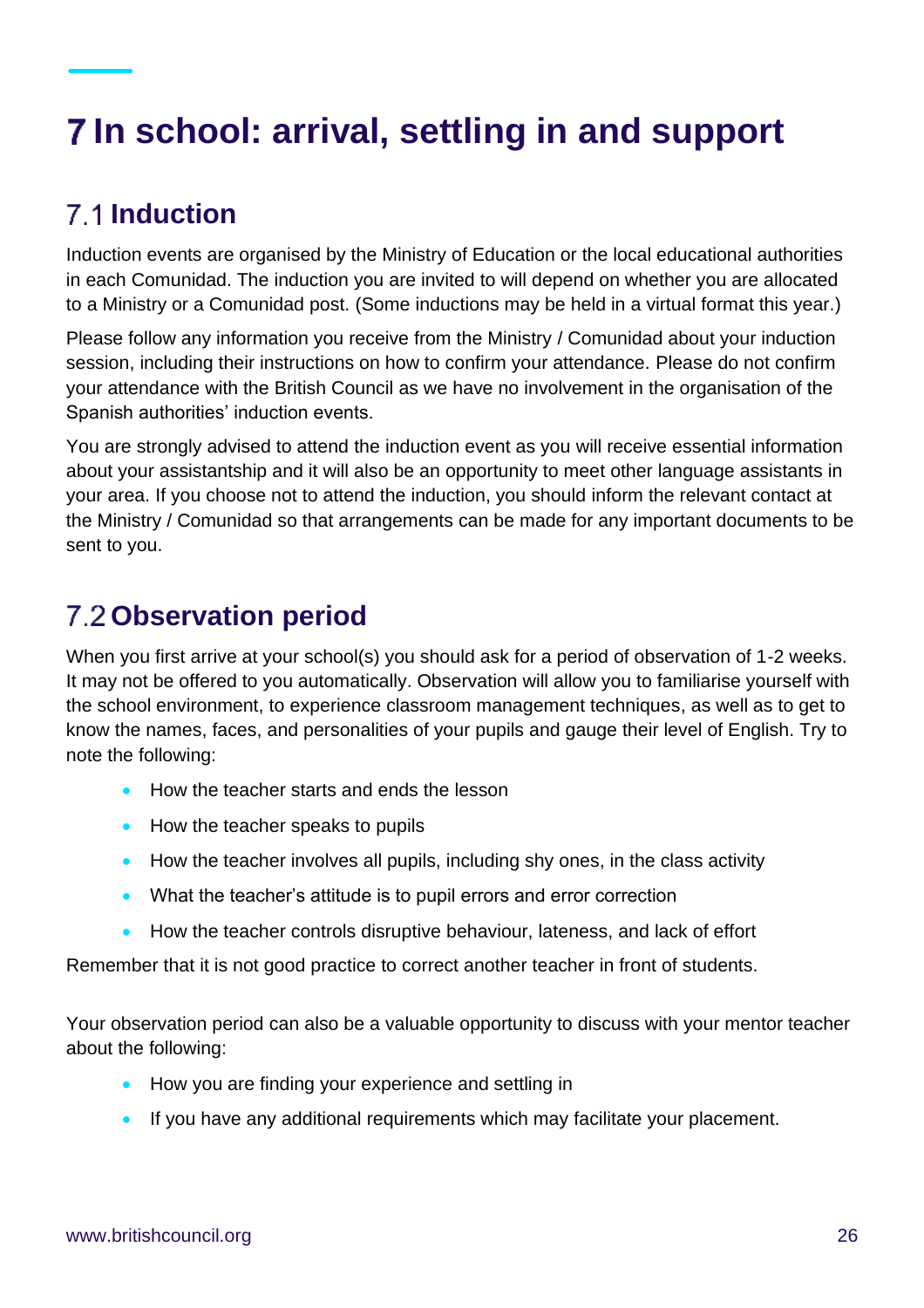# 7 In school: arrival, settling in and support

## 7.1 Induction

Induction events are organised by the Ministry of Education or the local educational authorities in each Comunidad. The induction you are invited to will depend on whether you are allocated to a Ministry or a Comunidad post. (Some inductions may be held in a virtual format this year.)

Please follow any information you receive from the Ministry / Comunidad about your induction session, including their instructions on how to confirm your attendance. Please do not confirm your attendance with the British Council as we have no involvement in the organisation of the Spanish authorities' induction events.

You are strongly advised to attend the induction event as you will receive essential information about your assistantship and it will also be an opportunity to meet other language assistants in your area. If you choose not to attend the induction, you should inform the relevant contact at the Ministry / Comunidad so that arrangements can be made for any important documents to be sent to you.

## 7.2 Observation period

When you first arrive at your school(s) you should ask for a period of observation of 1-2 weeks. It may not be offered to you automatically. Observation will allow you to familiarise yourself with the school environment, to experience classroom management techniques, as well as to get to know the names, faces, and personalities of your pupils and gauge their level of English. Try to note the following:

- How the teacher starts and ends the lesson
- How the teacher speaks to pupils
- How the teacher involves all pupils, including shy ones, in the class activity
- What the teacher's attitude is to pupil errors and error correction
- How the teacher controls disruptive behaviour, lateness, and lack of effort

Remember that it is not good practice to correct another teacher in front of students.

Your observation period can also be a valuable opportunity to discuss with your mentor teacher about the following:

- How you are finding your experience and settling in
- If you have any additional requirements which may facilitate your placement.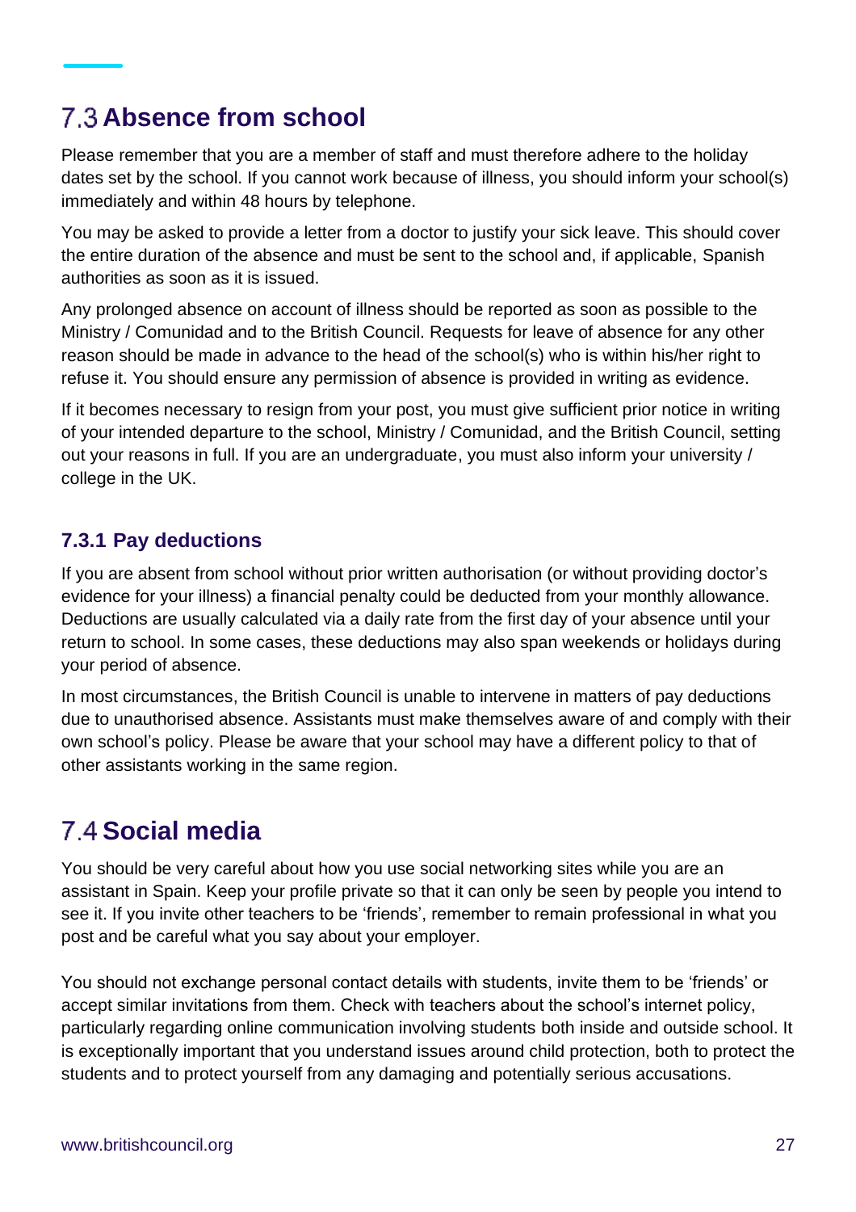## 7.3 Absence from school

Please remember that you are a member of staff and must therefore adhere to the holiday dates set by the school. If you cannot work because of illness, you should inform your school(s) immediately and within 48 hours by telephone.

You may be asked to provide a letter from a doctor to justify your sick leave. This should cover the entire duration of the absence and must be sent to the school and, if applicable, Spanish authorities as soon as it is issued.

Any prolonged absence on account of illness should be reported as soon as possible to the Ministry / Comunidad and to the British Council. Requests for leave of absence for any other reason should be made in advance to the head of the school(s) who is within his/her right to refuse it. You should ensure any permission of absence is provided in writing as evidence.

If it becomes necessary to resign from your post, you must give sufficient prior notice in writing of your intended departure to the school, Ministry / Comunidad, and the British Council, setting out your reasons in full. If you are an undergraduate, you must also inform your university / college in the UK.

### 7.3.1 Pay deductions

If you are absent from school without prior written authorisation (or without providing doctor's evidence for your illness) a financial penalty could be deducted from your monthly allowance. Deductions are usually calculated via a daily rate from the first day of your absence until your return to school. In some cases, these deductions may also span weekends or holidays during your period of absence.

In most circumstances, the British Council is unable to intervene in matters of pay deductions due to unauthorised absence. Assistants must make themselves aware of and comply with their own school's policy. Please be aware that your school may have a different policy to that of other assistants working in the same region.

## 7.4 Social media

You should be very careful about how you use social networking sites while you are an assistant in Spain. Keep your profile private so that it can only be seen by people you intend to see it. If you invite other teachers to be 'friends', remember to remain professional in what you post and be careful what you say about your employer.

You should not exchange personal contact details with students, invite them to be 'friends' or accept similar invitations from them. Check with teachers about the school's internet policy, particularly regarding online communication involving students both inside and outside school. It is exceptionally important that you understand issues around child protection, both to protect the students and to protect yourself from any damaging and potentially serious accusations.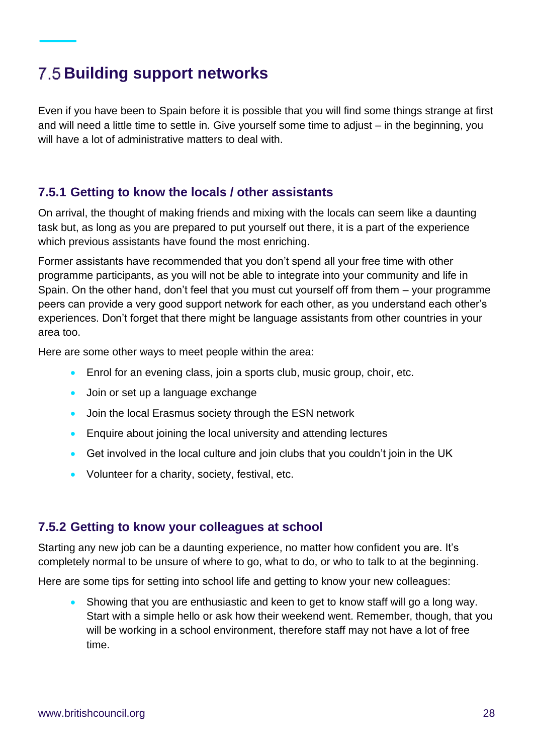## 7.5 Building support networks

Even if you have been to Spain before it is possible that you will find some things strange at first and will need a little time to settle in. Give yourself some time to adjust – in the beginning, you will have a lot of administrative matters to deal with.

### 7.5.1 Getting to know the locals / other assistants

On arrival, the thought of making friends and mixing with the locals can seem like a daunting task but, as long as you are prepared to put yourself out there, it is a part of the experience which previous assistants have found the most enriching.

Former assistants have recommended that you don't spend all your free time with other programme participants, as you will not be able to integrate into your community and life in Spain. On the other hand, don't feel that you must cut yourself off from them – your programme peers can provide a very good support network for each other, as you understand each other's experiences. Don't forget that there might be language assistants from other countries in your area too.

Here are some other ways to meet people within the area:

- Enrol for an evening class, join a sports club, music group, choir, etc.
- Join or set up a language exchange
- Join the local Erasmus society through the ESN network
- Enquire about joining the local university and attending lectures
- Get involved in the local culture and join clubs that you couldn't join in the UK
- Volunteer for a charity, society, festival, etc.

### 7.5.2 Getting to know your colleagues at school

Starting any new job can be a daunting experience, no matter how confident you are. It's completely normal to be unsure of where to go, what to do, or who to talk to at the beginning.

Here are some tips for setting into school life and getting to know your new colleagues:

- Showing that you are enthusiastic and keen to get to know staff will go a long way. Start with a simple hello or ask how their weekend went. Remember, though, that you will be working in a school environment, therefore staff may not have a lot of free time.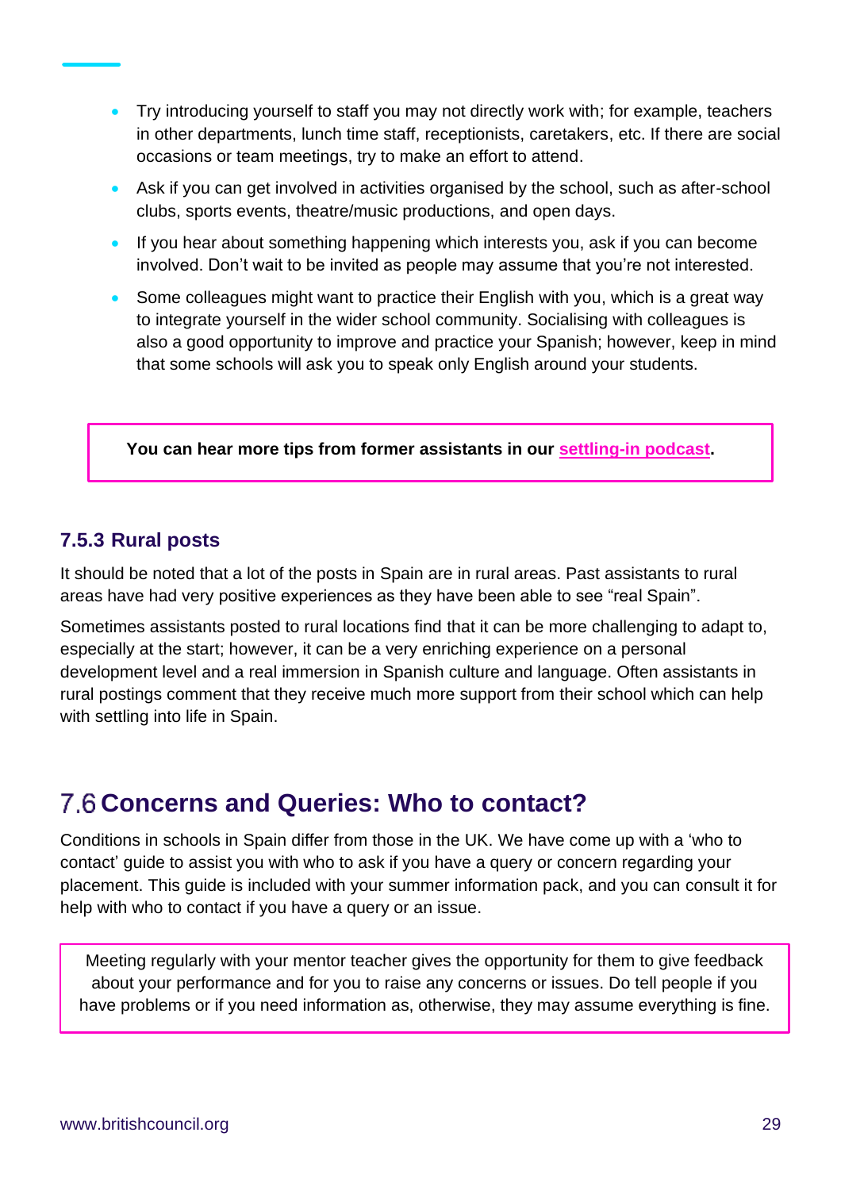- Try introducing yourself to staff you may not directly work with; for example, teachers in other departments, lunch time staff, receptionists, caretakers, etc. If there are social occasions or team meetings, try to make an effort to attend.
- Ask if you can get involved in activities organised by the school, such as after-school clubs, sports events, theatre/music productions, and open days.
- If you hear about something happening which interests you, ask if you can become involved. Don't wait to be invited as people may assume that you're not interested.
- Some colleagues might want to practice their English with you, which is a great way to integrate yourself in the wider school community. Socialising with colleagues is also a good opportunity to improve and practice your Spanish; however, keep in mind that some schools will ask you to speak only English around your students.

**You can hear more tips from former assistants in our settling-in podcast.**

### 7.5.3 Rural posts

It should be noted that a lot of the posts in Spain are in rural areas. Past assistants to rural areas have had very positive experiences as they have been able to see "real Spain".

Sometimes assistants posted to rural locations find that it can be more challenging to adapt to, especially at the start; however, it can be a very enriching experience on a personal development level and a real immersion in Spanish culture and language. Often assistants in rural postings comment that they receive much more support from their school which can help with settling into life in Spain.

## 7.6 Concerns and Queries: Who to contact?

Conditions in schools in Spain differ from those in the UK. We have come up with a 'who to contact' guide to assist you with who to ask if you have a query or concern regarding your placement. This guide is included with your summer information pack, and you can consult it for help with who to contact if you have a query or an issue.

Meeting regularly with your mentor teacher gives the opportunity for them to give feedback about your performance and for you to raise any concerns or issues. Do tell people if you have problems or if you need information as, otherwise, they may assume everything is fine.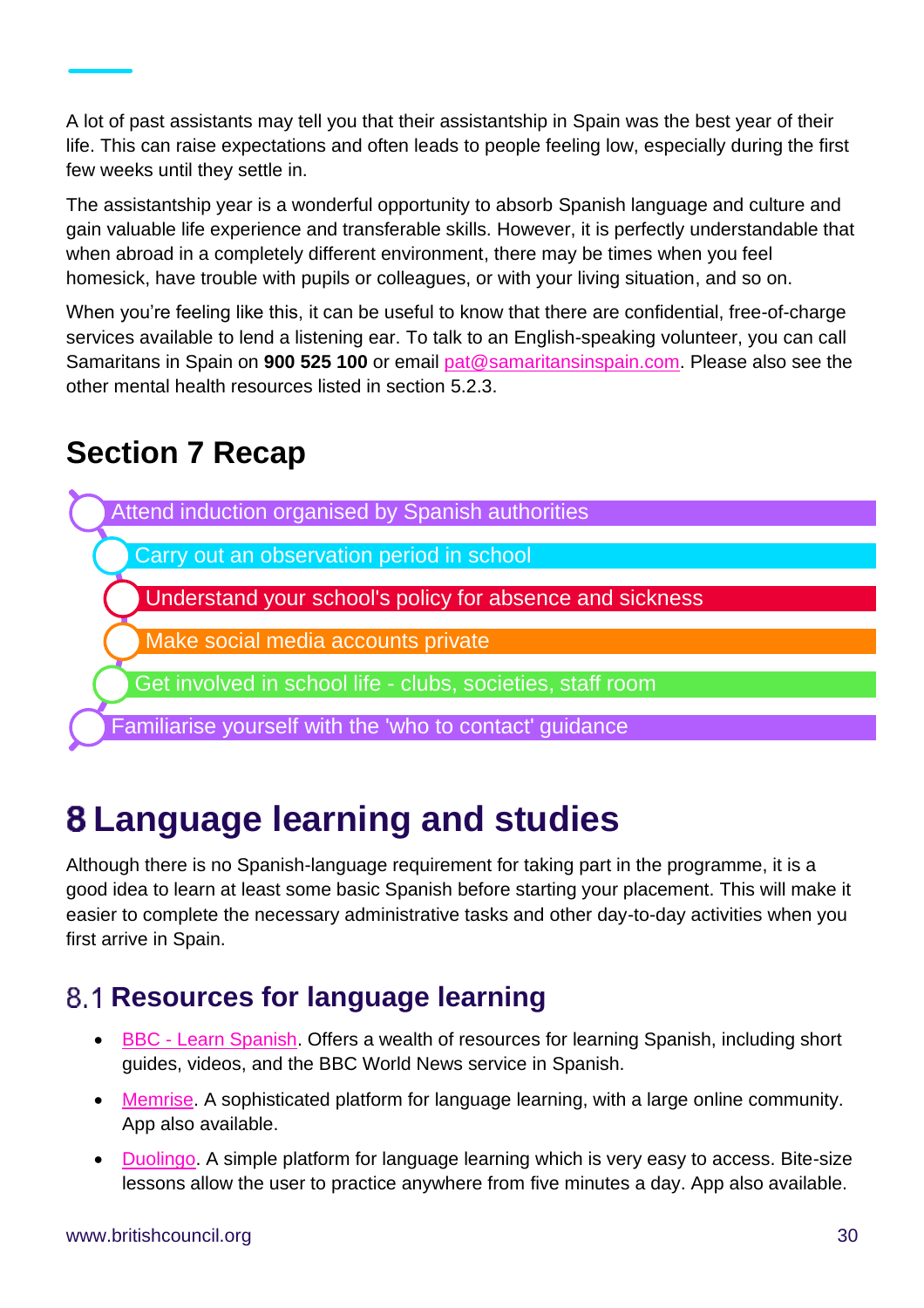A lot of past assistants may tell you that their assistantship in Spain was the best year of their life. This can raise expectations and often leads to people feeling low, especially during the first few weeks until they settle in.

The assistantship year is a wonderful opportunity to absorb Spanish language and culture and gain valuable life experience and transferable skills. However, it is perfectly understandable that when abroad in a completely different environment, there may be times when you feel homesick, have trouble with pupils or colleagues, or with your living situation, and so on.

When you're feeling like this, it can be useful to know that there are confidential, free-of-charge services available to lend a listening ear. To talk to an English-speaking volunteer, you can call Samaritans in Spain on **900 525 100** or email pat@samaritansinspain.com. Please also see the other mental health resources listed in section 5.2.3.

## Section 7 Recap

- Attend induction organised by Spanish authorities
- Carry out an observation period in school
- Understand your school's policy for absence and sickness
- Make social media accounts private
- Get involved in school life - clubs, societies, staff room
- Familiarise yourself with the 'who to contact' guidance

# 8 Language learning and studies

Although there is no Spanish-language requirement for taking part in the programme, it is a good idea to learn at least some basic Spanish before starting your placement. This will make it easier to complete the necessary administrative tasks and other day-to-day activities when you first arrive in Spain.

## 8.1 Resources for language learning

- BBC - Learn Spanish. Offers a wealth of resources for learning Spanish, including short guides, videos, and the BBC World News service in Spanish.
- Memrise. A sophisticated platform for language learning, with a large online community. App also available.
- Duolingo. A simple platform for language learning which is very easy to access. Bite-size lessons allow the user to practice anywhere from five minutes a day. App also available.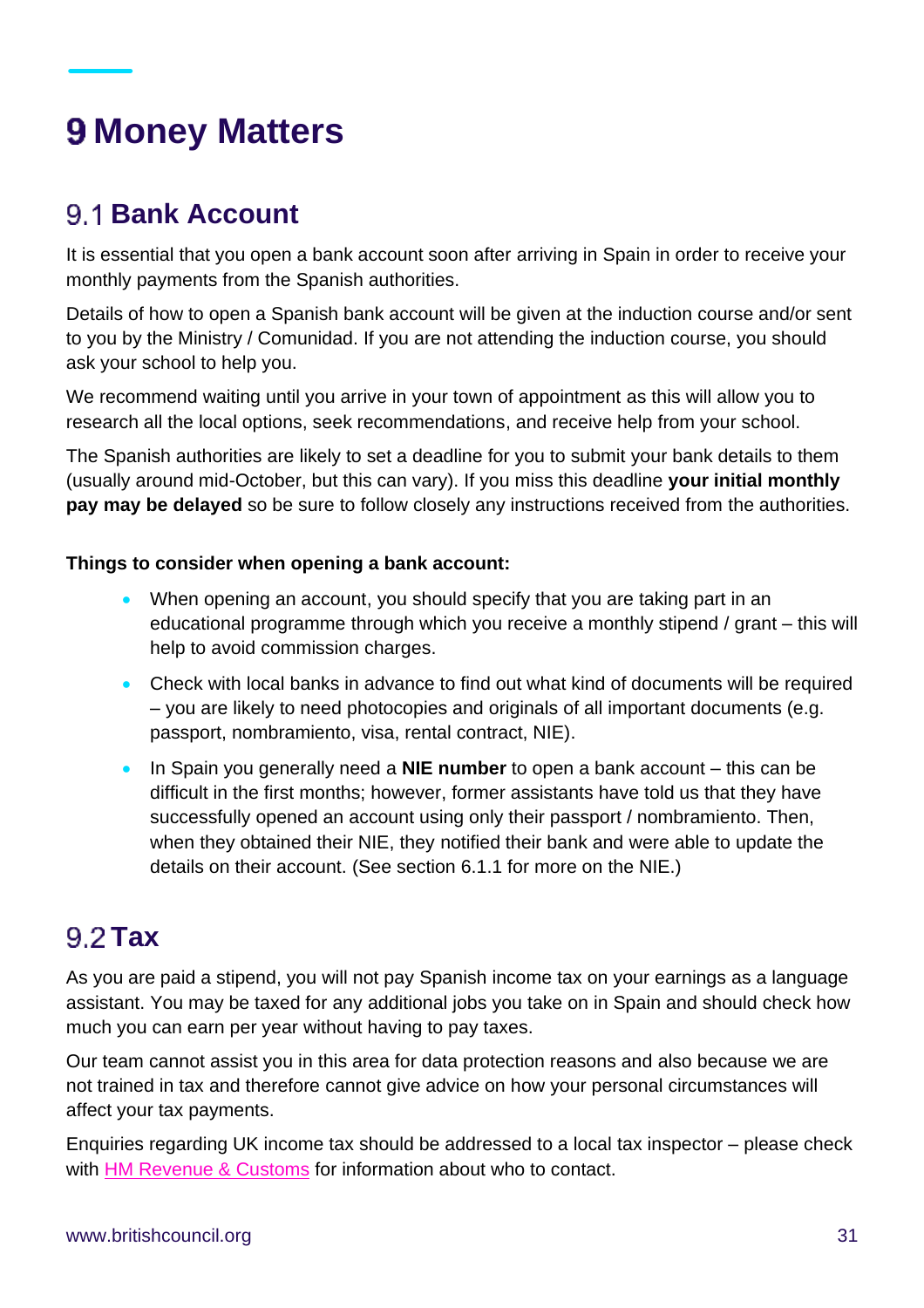# 9 Money Matters

## 9.1 Bank Account

It is essential that you open a bank account soon after arriving in Spain in order to receive your monthly payments from the Spanish authorities.

Details of how to open a Spanish bank account will be given at the induction course and/or sent to you by the Ministry / Comunidad. If you are not attending the induction course, you should ask your school to help you.

We recommend waiting until you arrive in your town of appointment as this will allow you to research all the local options, seek recommendations, and receive help from your school.

The Spanish authorities are likely to set a deadline for you to submit your bank details to them (usually around mid-October, but this can vary). If you miss this deadline **your initial monthly pay may be delayed** so be sure to follow closely any instructions received from the authorities.

**Things to consider when opening a bank account:**

- When opening an account, you should specify that you are taking part in an educational programme through which you receive a monthly stipend / grant – this will help to avoid commission charges.
- Check with local banks in advance to find out what kind of documents will be required – you are likely to need photocopies and originals of all important documents (e.g. passport, nombramiento, visa, rental contract, NIE).
- In Spain you generally need a **NIE number** to open a bank account – this can be difficult in the first months; however, former assistants have told us that they have successfully opened an account using only their passport / nombramiento. Then, when they obtained their NIE, they notified their bank and were able to update the details on their account. (See section 6.1.1 for more on the NIE.)

## 9.2 Tax

As you are paid a stipend, you will not pay Spanish income tax on your earnings as a language assistant. You may be taxed for any additional jobs you take on in Spain and should check how much you can earn per year without having to pay taxes.

Our team cannot assist you in this area for data protection reasons and also because we are not trained in tax and therefore cannot give advice on how your personal circumstances will affect your tax payments.

Enquiries regarding UK income tax should be addressed to a local tax inspector – please check with HM Revenue & Customs for information about who to contact.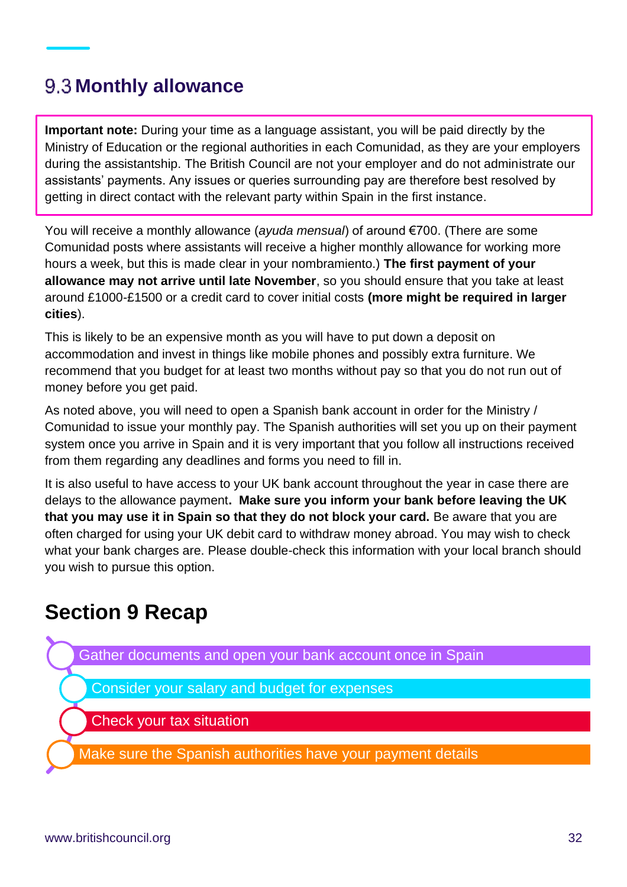## 9.3 Monthly allowance

**Important note:** During your time as a language assistant, you will be paid directly by the Ministry of Education or the regional authorities in each Comunidad, as they are your employers during the assistantship. The British Council are not your employer and do not administrate our assistants' payments. Any issues or queries surrounding pay are therefore best resolved by getting in direct contact with the relevant party within Spain in the first instance.

You will receive a monthly allowance (*ayuda mensual*) of around €700. (There are some Comunidad posts where assistants will receive a higher monthly allowance for working more hours a week, but this is made clear in your nombramiento.) **The first payment of your allowance may not arrive until late November**, so you should ensure that you take at least around £1000-£1500 or a credit card to cover initial costs **(more might be required in larger cities**).

This is likely to be an expensive month as you will have to put down a deposit on accommodation and invest in things like mobile phones and possibly extra furniture. We recommend that you budget for at least two months without pay so that you do not run out of money before you get paid.

As noted above, you will need to open a Spanish bank account in order for the Ministry / Comunidad to issue your monthly pay. The Spanish authorities will set you up on their payment system once you arrive in Spain and it is very important that you follow all instructions received from them regarding any deadlines and forms you need to fill in.

It is also useful to have access to your UK bank account throughout the year in case there are delays to the allowance payment**. Make sure you inform your bank before leaving the UK that you may use it in Spain so that they do not block your card.** Be aware that you are often charged for using your UK debit card to withdraw money abroad. You may wish to check what your bank charges are. Please double-check this information with your local branch should you wish to pursue this option.

# Section 9 Recap

- Gather documents and open your bank account once in Spain
- Consider your salary and budget for expenses
- Check your tax situation
- Make sure the Spanish authorities have your payment details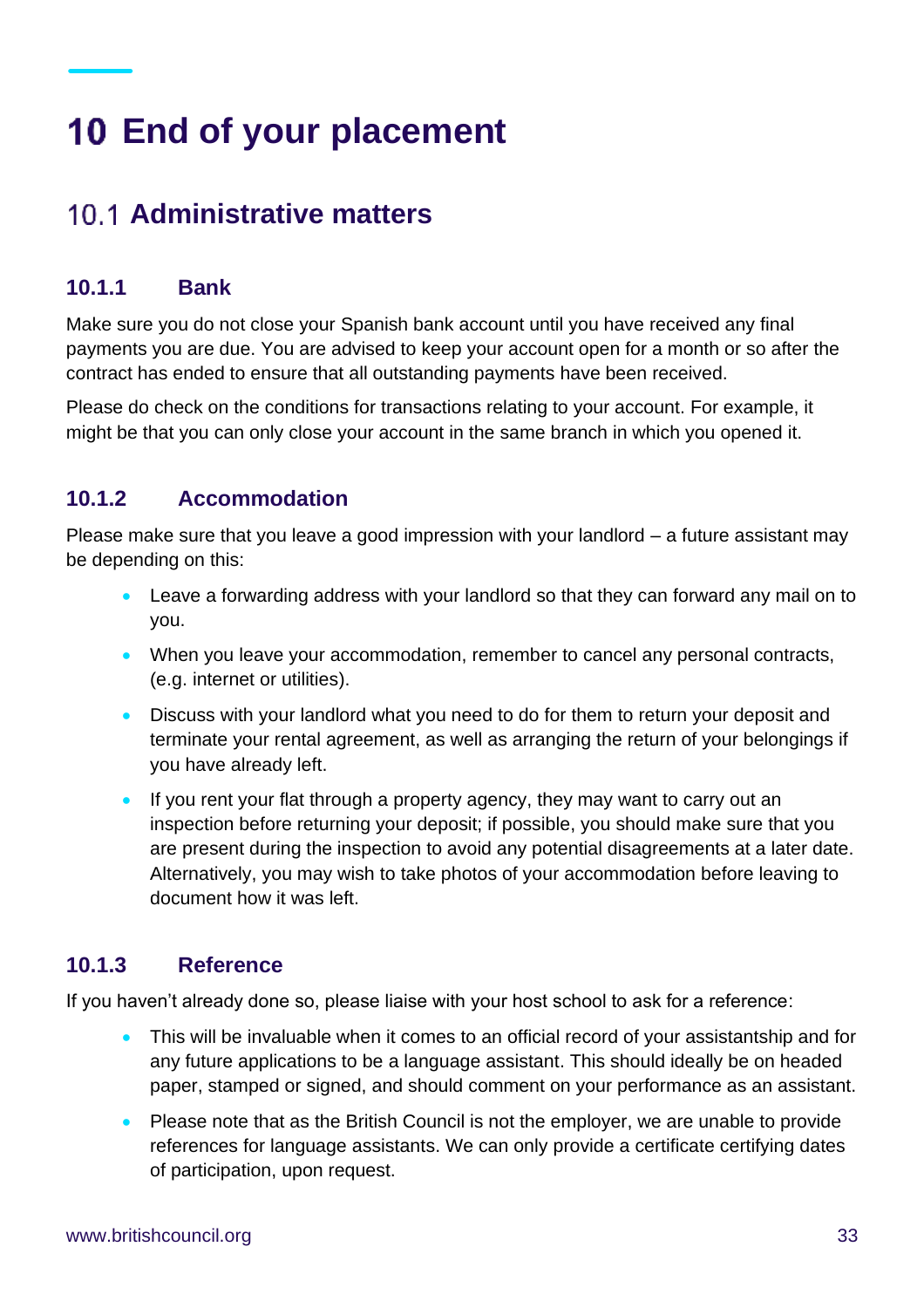# 10 End of your placement

## 10.1 Administrative matters

### 10.1.1 Bank

Make sure you do not close your Spanish bank account until you have received any final payments you are due. You are advised to keep your account open for a month or so after the contract has ended to ensure that all outstanding payments have been received.

Please do check on the conditions for transactions relating to your account. For example, it might be that you can only close your account in the same branch in which you opened it.

### 10.1.2 Accommodation

Please make sure that you leave a good impression with your landlord – a future assistant may be depending on this:

- Leave a forwarding address with your landlord so that they can forward any mail on to you.
- When you leave your accommodation, remember to cancel any personal contracts, (e.g. internet or utilities).
- Discuss with your landlord what you need to do for them to return your deposit and terminate your rental agreement, as well as arranging the return of your belongings if you have already left.
- If you rent your flat through a property agency, they may want to carry out an inspection before returning your deposit; if possible, you should make sure that you are present during the inspection to avoid any potential disagreements at a later date. Alternatively, you may wish to take photos of your accommodation before leaving to document how it was left.

### 10.1.3 Reference

If you haven't already done so, please liaise with your host school to ask for a reference:

- This will be invaluable when it comes to an official record of your assistantship and for any future applications to be a language assistant. This should ideally be on headed paper, stamped or signed, and should comment on your performance as an assistant.
- Please note that as the British Council is not the employer, we are unable to provide references for language assistants. We can only provide a certificate certifying dates of participation, upon request.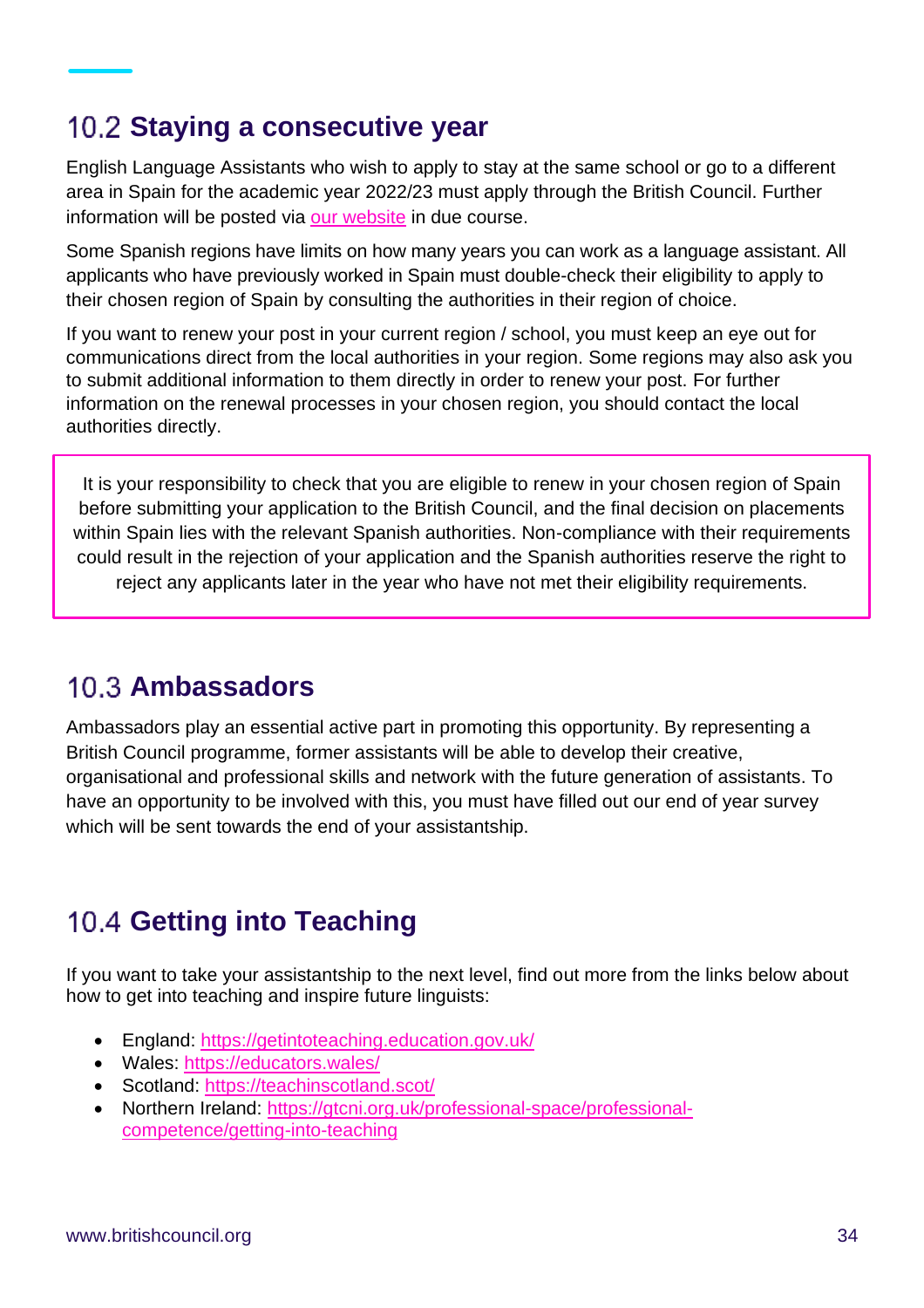## 10.2 Staying a consecutive year

English Language Assistants who wish to apply to stay at the same school or go to a different area in Spain for the academic year 2022/23 must apply through the British Council. Further information will be posted via [our website]() in due course.

Some Spanish regions have limits on how many years you can work as a language assistant. All applicants who have previously worked in Spain must double-check their eligibility to apply to their chosen region of Spain by consulting the authorities in their region of choice.

If you want to renew your post in your current region / school, you must keep an eye out for communications direct from the local authorities in your region. Some regions may also ask you to submit additional information to them directly in order to renew your post. For further information on the renewal processes in your chosen region, you should contact the local authorities directly.

> It is your responsibility to check that you are eligible to renew in your chosen region of Spain before submitting your application to the British Council, and the final decision on placements within Spain lies with the relevant Spanish authorities. Non-compliance with their requirements could result in the rejection of your application and the Spanish authorities reserve the right to reject any applicants later in the year who have not met their eligibility requirements.

## 10.3 Ambassadors

Ambassadors play an essential active part in promoting this opportunity. By representing a British Council programme, former assistants will be able to develop their creative, organisational and professional skills and network with the future generation of assistants. To have an opportunity to be involved with this, you must have filled out our end of year survey which will be sent towards the end of your assistantship.

## 10.4 Getting into Teaching

If you want to take your assistantship to the next level, find out more from the links below about how to get into teaching and inspire future linguists:

- England: https://getintoteaching.education.gov.uk/
- Wales: https://educators.wales/
- Scotland: https://teachinscotland.scot/
- Northern Ireland: https://gtcni.org.uk/professional-space/professional-competence/getting-into-teaching